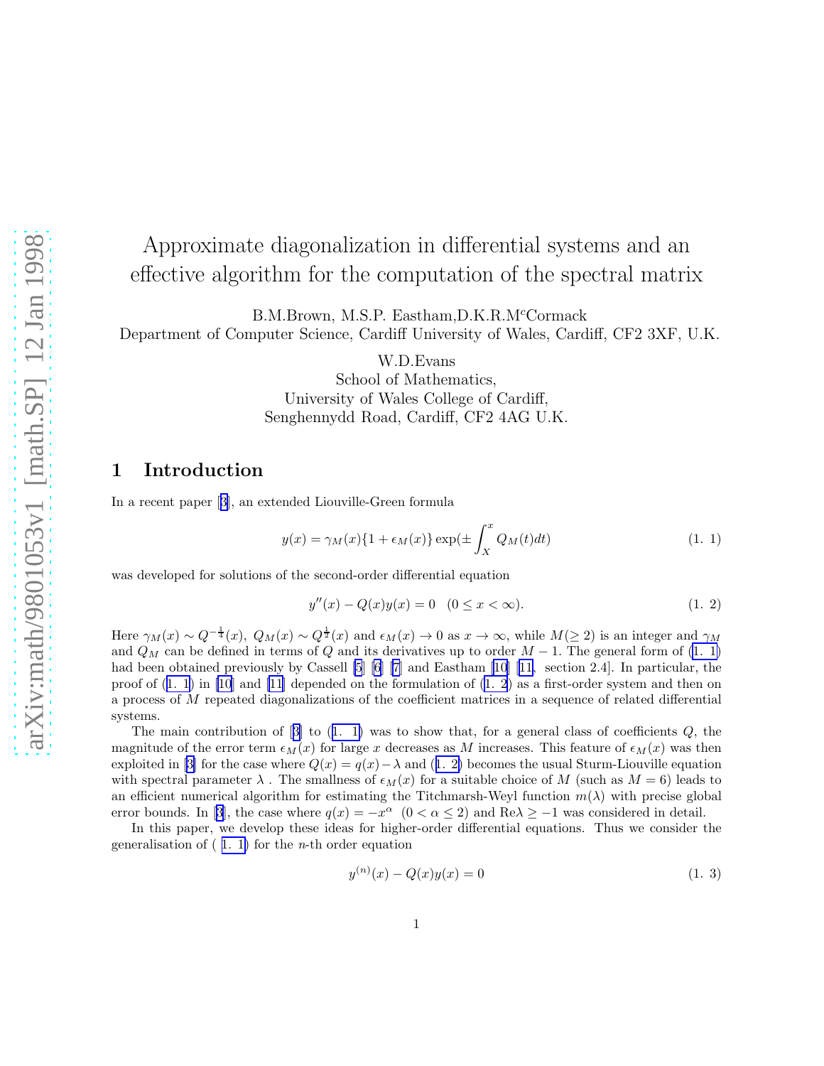# Approximate diagonalization in differential systems and an effective algorithm for the computation of the spectral matrix

B.M.Brown, M.S.P. Eastham, D.K.R.McCormack
Department of Computer Science, Cardiff University of Wales, Cardiff, CF2 3XF, U.K.

W.D.Evans
School of Mathematics,
University of Wales College of Cardiff,
Senghennydd Road, Cardiff, CF2 4AG U.K.

## 1 Introduction

In a recent paper [3], an extended Liouville-Green formula

$$y(x) = \gamma_M(x)\{1 + \epsilon_M(x)\} \exp(\pm \int_X^x Q_M(t)dt) \tag{1. 1}$$

was developed for solutions of the second-order differential equation

$$y''(x) - Q(x)y(x) = 0 \quad (0 \leq x < \infty). \tag{1. 2}$$

Here $\gamma_M(x) \sim Q^{-\frac{1}{4}}(x)$, $Q_M(x) \sim Q^{\frac{1}{2}}(x)$ and $\epsilon_M(x) \to 0$ as $x \to \infty$, while $M(\geq 2)$ is an integer and $\gamma_M$ and $Q_M$ can be defined in terms of $Q$ and its derivatives up to order $M-1$. The general form of (1. 1) had been obtained previously by Cassell [5] [6] [7] and Eastham [10] [11, section 2.4]. In particular, the proof of (1. 1) in [10] and [11] depended on the formulation of (1. 2) as a first-order system and then on a process of $M$ repeated diagonalizations of the coefficient matrices in a sequence of related differential systems.

The main contribution of [3] to (1. 1) was to show that, for a general class of coefficients $Q$, the magnitude of the error term $\epsilon_M(x)$ for large $x$ decreases as $M$ increases. This feature of $\epsilon_M(x)$ was then exploited in [3] for the case where $Q(x) = q(x) - \lambda$ and (1. 2) becomes the usual Sturm-Liouville equation with spectral parameter $\lambda$ . The smallness of $\epsilon_M(x)$ for a suitable choice of $M$ (such as $M = 6$) leads to an efficient numerical algorithm for estimating the Titchmarsh-Weyl function $m(\lambda)$ with precise global error bounds. In [3], the case where $q(x) = -x^\alpha$ $(0 < \alpha \leq 2)$ and $\text{Re}\lambda \geq -1$ was considered in detail.

In this paper, we develop these ideas for higher-order differential equations. Thus we consider the generalisation of ( 1. 1) for the $n$-th order equation

$$y^{(n)}(x) - Q(x)y(x) = 0 \tag{1. 3}$$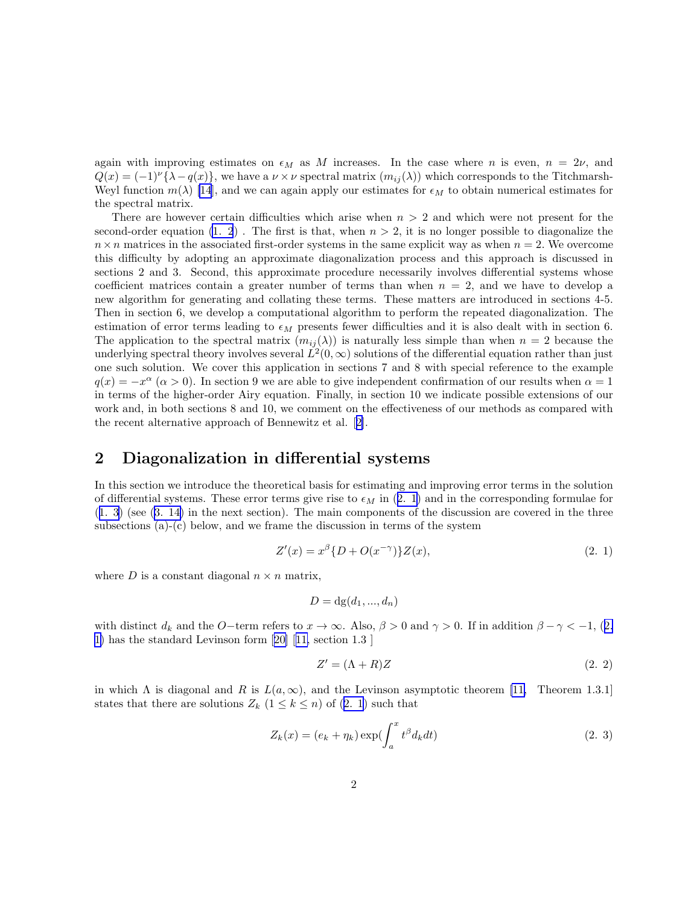again with improving estimates on $\epsilon_M$ as $M$ increases. In the case where $n$ is even, $n = 2\nu$, and $Q(x) = (-1)^\nu\{\lambda - q(x)\}$, we have a $\nu \times \nu$ spectral matrix $(m_{ij}(\lambda))$ which corresponds to the Titchmarsh-Weyl function $m(\lambda)$ [14], and we can again apply our estimates for $\epsilon_M$ to obtain numerical estimates for the spectral matrix.

There are however certain difficulties which arise when $n > 2$ and which were not present for the second-order equation (1. 2) . The first is that, when $n > 2$, it is no longer possible to diagonalize the $n \times n$ matrices in the associated first-order systems in the same explicit way as when $n = 2$. We overcome this difficulty by adopting an approximate diagonalization process and this approach is discussed in sections 2 and 3. Second, this approximate procedure necessarily involves differential systems whose coefficient matrices contain a greater number of terms than when $n = 2$, and we have to develop a new algorithm for generating and collating these terms. These matters are introduced in sections 4-5. Then in section 6, we develop a computational algorithm to perform the repeated diagonalization. The estimation of error terms leading to $\epsilon_M$ presents fewer difficulties and it is also dealt with in section 6. The application to the spectral matrix $(m_{ij}(\lambda))$ is naturally less simple than when $n = 2$ because the underlying spectral theory involves several $L^2(0,\infty)$ solutions of the differential equation rather than just one such solution. We cover this application in sections 7 and 8 with special reference to the example $q(x) = -x^\alpha$ $(\alpha > 0)$. In section 9 we are able to give independent confirmation of our results when $\alpha = 1$ in terms of the higher-order Airy equation. Finally, in section 10 we indicate possible extensions of our work and, in both sections 8 and 10, we comment on the effectiveness of our methods as compared with the recent alternative approach of Bennewitz et al. [2].

## 2 Diagonalization in differential systems

In this section we introduce the theoretical basis for estimating and improving error terms in the solution of differential systems. These error terms give rise to $\epsilon_M$ in (2. 1) and in the corresponding formulae for (1. 3) (see (3. 14) in the next section). The main components of the discussion are covered in the three subsections (a)-(c) below, and we frame the discussion in terms of the system

$$Z'(x) = x^\beta\{D + O(x^{-\gamma})\}Z(x), \tag{2. 1}$$

where $D$ is a constant diagonal $n \times n$ matrix,

$$D = \mathrm{dg}(d_1, ..., d_n)$$

with distinct $d_k$ and the $O-$term refers to $x \to \infty$. Also, $\beta > 0$ and $\gamma > 0$. If in addition $\beta - \gamma < -1$, (2. 1) has the standard Levinson form [20] [11, section 1.3 ]

$$Z' = (\Lambda + R)Z \tag{2. 2}$$

in which $\Lambda$ is diagonal and $R$ is $L(a,\infty)$, and the Levinson asymptotic theorem [11, Theorem 1.3.1] states that there are solutions $Z_k$ $(1 \le k \le n)$ of (2. 1) such that

$$Z_k(x) = (e_k + \eta_k)\exp(\int_a^x t^\beta d_k dt) \tag{2. 3}$$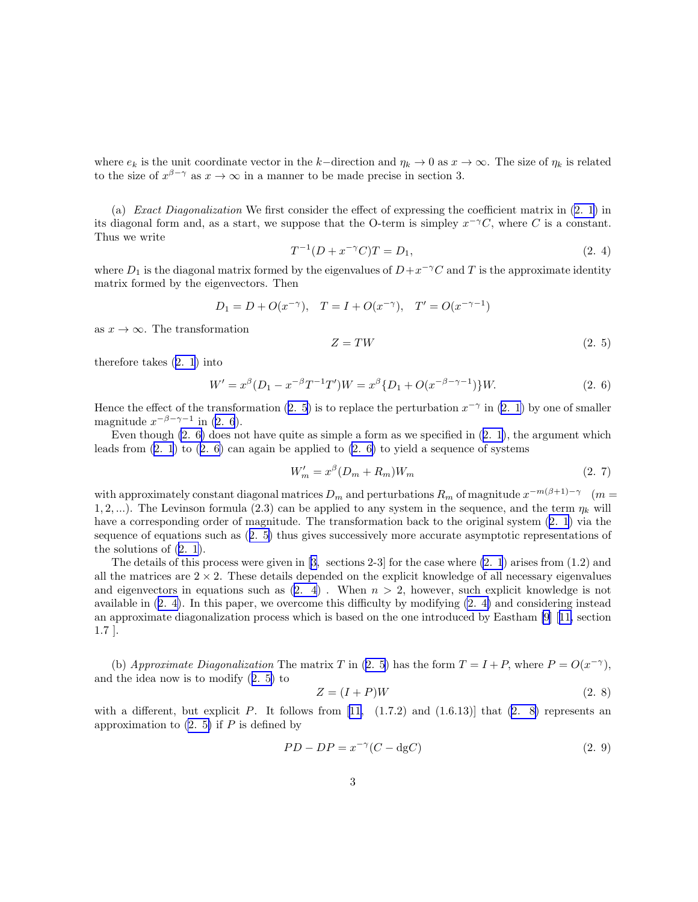where $e_k$ is the unit coordinate vector in the $k-$direction and $\eta_k \to 0$ as $x \to \infty$. The size of $\eta_k$ is related to the size of $x^{\beta-\gamma}$ as $x \to \infty$ in a manner to be made precise in section 3.

(a) *Exact Diagonalization* We first consider the effect of expressing the coefficient matrix in (2. 1) in its diagonal form and, as a start, we suppose that the O-term is simpley $x^{-\gamma}C$, where $C$ is a constant. Thus we write

$$T^{-1}(D + x^{-\gamma}C)T = D_1, \tag{2. 4}$$

where $D_1$ is the diagonal matrix formed by the eigenvalues of $D+x^{-\gamma}C$ and $T$ is the approximate identity matrix formed by the eigenvectors. Then

$$D_1 = D + O(x^{-\gamma}), \quad T = I + O(x^{-\gamma}), \quad T' = O(x^{-\gamma-1})$$

as $x \to \infty$. The transformation

$$Z = TW \tag{2. 5}$$

therefore takes (2. 1) into

$$W' = x^{\beta}(D_1 - x^{-\beta}T^{-1}T')W = x^{\beta}\{D_1 + O(x^{-\beta-\gamma-1})\}W. \tag{2. 6}$$

Hence the effect of the transformation (2. 5) is to replace the perturbation $x^{-\gamma}$ in (2. 1) by one of smaller magnitude $x^{-\beta-\gamma-1}$ in (2. 6).

Even though (2. 6) does not have quite as simple a form as we specified in (2. 1), the argument which leads from (2. 1) to (2. 6) can again be applied to (2. 6) to yield a sequence of systems

$$W_m' = x^{\beta}(D_m + R_m)W_m \tag{2. 7}$$

with approximately constant diagonal matrices $D_m$ and perturbations $R_m$ of magnitude $x^{-m(\beta+1)-\gamma}$ $(m = 1, 2, ...)$. The Levinson formula (2.3) can be applied to any system in the sequence, and the term $\eta_k$ will have a corresponding order of magnitude. The transformation back to the original system (2. 1) via the sequence of equations such as (2. 5) thus gives successively more accurate asymptotic representations of the solutions of (2. 1).

The details of this process were given in [3, sections 2-3] for the case where (2. 1) arises from (1.2) and all the matrices are $2 \times 2$. These details depended on the explicit knowledge of all necessary eigenvalues and eigenvectors in equations such as (2. 4) . When $n > 2$, however, such explicit knowledge is not available in (2. 4). In this paper, we overcome this difficulty by modifying (2. 4) and considering instead an approximate diagonalization process which is based on the one introduced by Eastham [9] [11, section 1.7 ].

(b) *Approximate Diagonalization* The matrix $T$ in (2. 5) has the form $T = I + P$, where $P = O(x^{-\gamma})$, and the idea now is to modify (2. 5) to

$$Z = (I + P)W \tag{2. 8}$$

with a different, but explicit $P$. It follows from [11, (1.7.2) and (1.6.13)] that (2. 8) represents an approximation to (2. 5) if $P$ is defined by

$$PD - DP = x^{-\gamma}(C - \mathrm{dg}C) \tag{2. 9}$$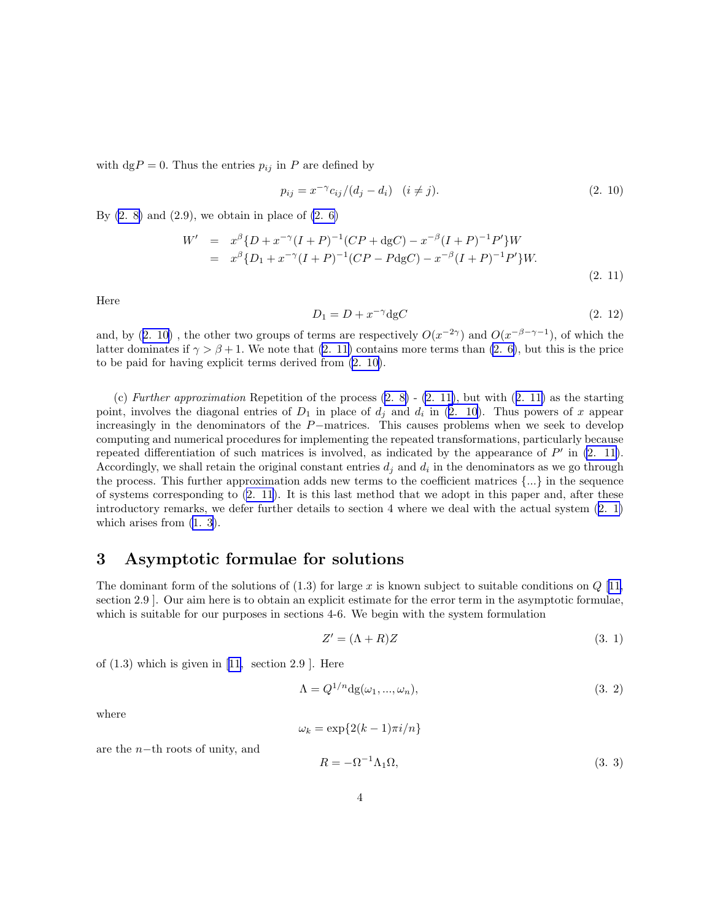with $\mathrm{dg}P = 0$. Thus the entries $p_{ij}$ in $P$ are defined by

$$p_{ij} = x^{-\gamma} c_{ij}/(d_j - d_i) \quad (i \neq j). \tag{2. 10}$$

By (2. 8) and (2.9), we obtain in place of (2. 6)

$$\begin{aligned} W' &= x^{\beta}\{D + x^{-\gamma}(I+P)^{-1}(CP + \mathrm{dg}C) - x^{-\beta}(I+P)^{-1}P'\}W \\ &= x^{\beta}\{D_1 + x^{-\gamma}(I+P)^{-1}(CP - P\mathrm{dg}C) - x^{-\beta}(I+P)^{-1}P'\}W. \end{aligned} \tag{2. 11}$$

Here

$$D_1 = D + x^{-\gamma}\mathrm{dg}C \tag{2. 12}$$

and, by (2. 10) , the other two groups of terms are respectively $O(x^{-2\gamma})$ and $O(x^{-\beta-\gamma-1})$, of which the latter dominates if $\gamma > \beta + 1$. We note that (2. 11) contains more terms than (2. 6), but this is the price to be paid for having explicit terms derived from (2. 10).

(c) *Further approximation* Repetition of the process (2. 8) - (2. 11), but with (2. 11) as the starting point, involves the diagonal entries of $D_1$ in place of $d_j$ and $d_i$ in (2. 10). Thus powers of $x$ appear increasingly in the denominators of the $P-$matrices. This causes problems when we seek to develop computing and numerical procedures for implementing the repeated transformations, particularly because repeated differentiation of such matrices is involved, as indicated by the appearance of $P'$ in (2. 11). Accordingly, we shall retain the original constant entries $d_j$ and $d_i$ in the denominators as we go through the process. This further approximation adds new terms to the coefficient matrices $\{...\}$ in the sequence of systems corresponding to (2. 11). It is this last method that we adopt in this paper and, after these introductory remarks, we defer further details to section 4 where we deal with the actual system (2. 1) which arises from (1. 3).

## 3 Asymptotic formulae for solutions

The dominant form of the solutions of (1.3) for large $x$ is known subject to suitable conditions on $Q$ [11, section 2.9 ]. Our aim here is to obtain an explicit estimate for the error term in the asymptotic formulae, which is suitable for our purposes in sections 4-6. We begin with the system formulation

$$Z' = (\Lambda + R)Z \tag{3. 1}$$

of (1.3) which is given in [11, section 2.9 ]. Here

$$\Lambda = Q^{1/n}\mathrm{dg}(\omega_1, ..., \omega_n), \tag{3. 2}$$

where

$$\omega_k = \exp\{2(k-1)\pi i/n\}$$

are the $n-$th roots of unity, and

$$R = -\Omega^{-1}\Lambda_1\Omega, \tag{3. 3}$$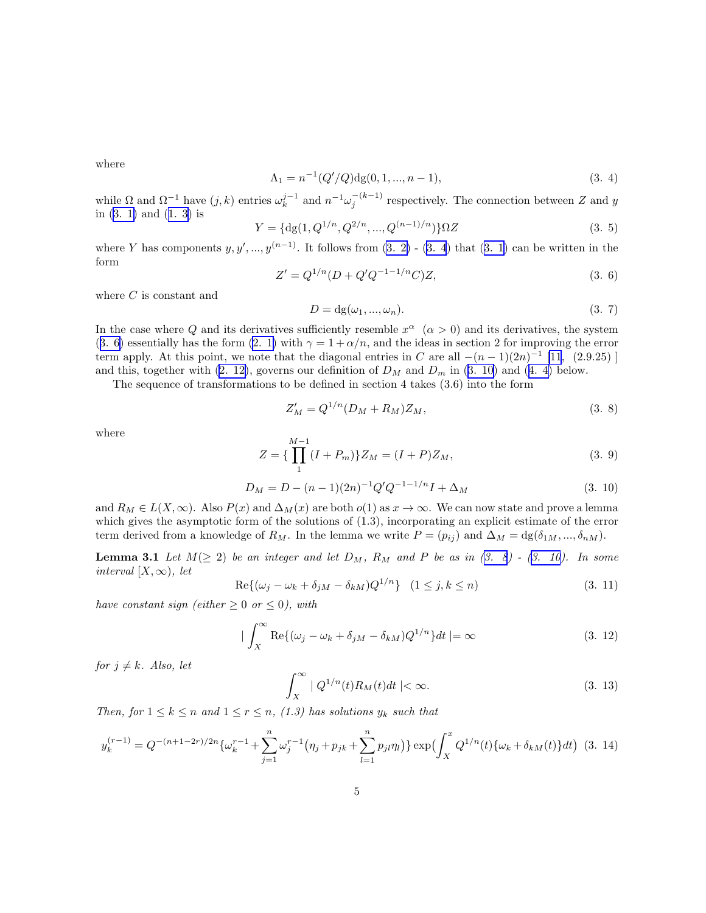where

$$\Lambda_1 = n^{-1}(Q'/Q)\mathrm{dg}(0, 1, ..., n-1), \tag{3. 4}$$

while $\Omega$ and $\Omega^{-1}$ have $(j,k)$ entries $\omega_k^{j-1}$ and $n^{-1}\omega_j^{-(k-1)}$ respectively. The connection between $Z$ and $y$ in (3. 1) and (1. 3) is

$$Y = \{\mathrm{dg}(1, Q^{1/n}, Q^{2/n}, ..., Q^{(n-1)/n})\}\Omega Z \tag{3. 5}$$

where $Y$ has components $y, y', ..., y^{(n-1)}$. It follows from (3. 2) - (3. 4) that (3. 1) can be written in the form

$$Z' = Q^{1/n}(D + Q'Q^{-1-1/n}C)Z, \tag{3. 6}$$

where $C$ is constant and

$$D = \mathrm{dg}(\omega_1, ..., \omega_n). \tag{3. 7}$$

In the case where $Q$ and its derivatives sufficiently resemble $x^\alpha$ $(\alpha > 0)$ and its derivatives, the system (3. 6) essentially has the form (2. 1) with $\gamma = 1 + \alpha/n$, and the ideas in section 2 for improving the error term apply. At this point, we note that the diagonal entries in $C$ are all $-(n-1)(2n)^{-1}$ [11, (2.9.25) ] and this, together with (2. 12), governs our definition of $D_M$ and $D_m$ in (3. 10) and (4. 4) below.

The sequence of transformations to be defined in section 4 takes (3.6) into the form

$$Z'_M = Q^{1/n}(D_M + R_M)Z_M, \tag{3. 8}$$

where

$$Z = \{\prod_1^{M-1}(I + P_m)\}Z_M = (I + P)Z_M, \tag{3. 9}$$

$$D_M = D - (n-1)(2n)^{-1}Q'Q^{-1-1/n}I + \Delta_M \tag{3. 10}$$

and $R_M \in L(X, \infty)$. Also $P(x)$ and $\Delta_M(x)$ are both $o(1)$ as $x \to \infty$. We can now state and prove a lemma which gives the asymptotic form of the solutions of (1.3), incorporating an explicit estimate of the error term derived from a knowledge of $R_M$. In the lemma we write $P = (p_{ij})$ and $\Delta_M = \mathrm{dg}(\delta_{1M}, ..., \delta_{nM})$.

**Lemma 3.1** *Let $M(\geq 2)$ be an integer and let $D_M$, $R_M$ and $P$ be as in (3. 8) - (3. 10). In some interval $[X, \infty)$, let*

$$\mathrm{Re}\{(\omega_j - \omega_k + \delta_{jM} - \delta_{kM})Q^{1/n}\} \quad (1 \leq j, k \leq n) \tag{3. 11}$$

*have constant sign (either $\geq 0$ or $\leq 0$), with*

$$\left| \int_X^\infty \mathrm{Re}\{(\omega_j - \omega_k + \delta_{jM} - \delta_{kM})Q^{1/n}\}dt \right| = \infty \tag{3. 12}$$

*for $j \neq k$. Also, let*

$$\int_X^\infty | Q^{1/n}(t)R_M(t)dt | < \infty. \tag{3. 13}$$

*Then, for $1 \leq k \leq n$ and $1 \leq r \leq n$, (1.3) has solutions $y_k$ such that*

$$y_k^{(r-1)} = Q^{-(n+1-2r)/2n}\{\omega_k^{r-1} + \sum_{j=1}^n \omega_j^{r-1}\big(\eta_j + p_{jk} + \sum_{l=1}^n p_{jl}\eta_l\big)\} \exp\big(\int_X^x Q^{1/n}(t)\{\omega_k + \delta_{kM}(t)\}dt\big) \tag{3. 14}$$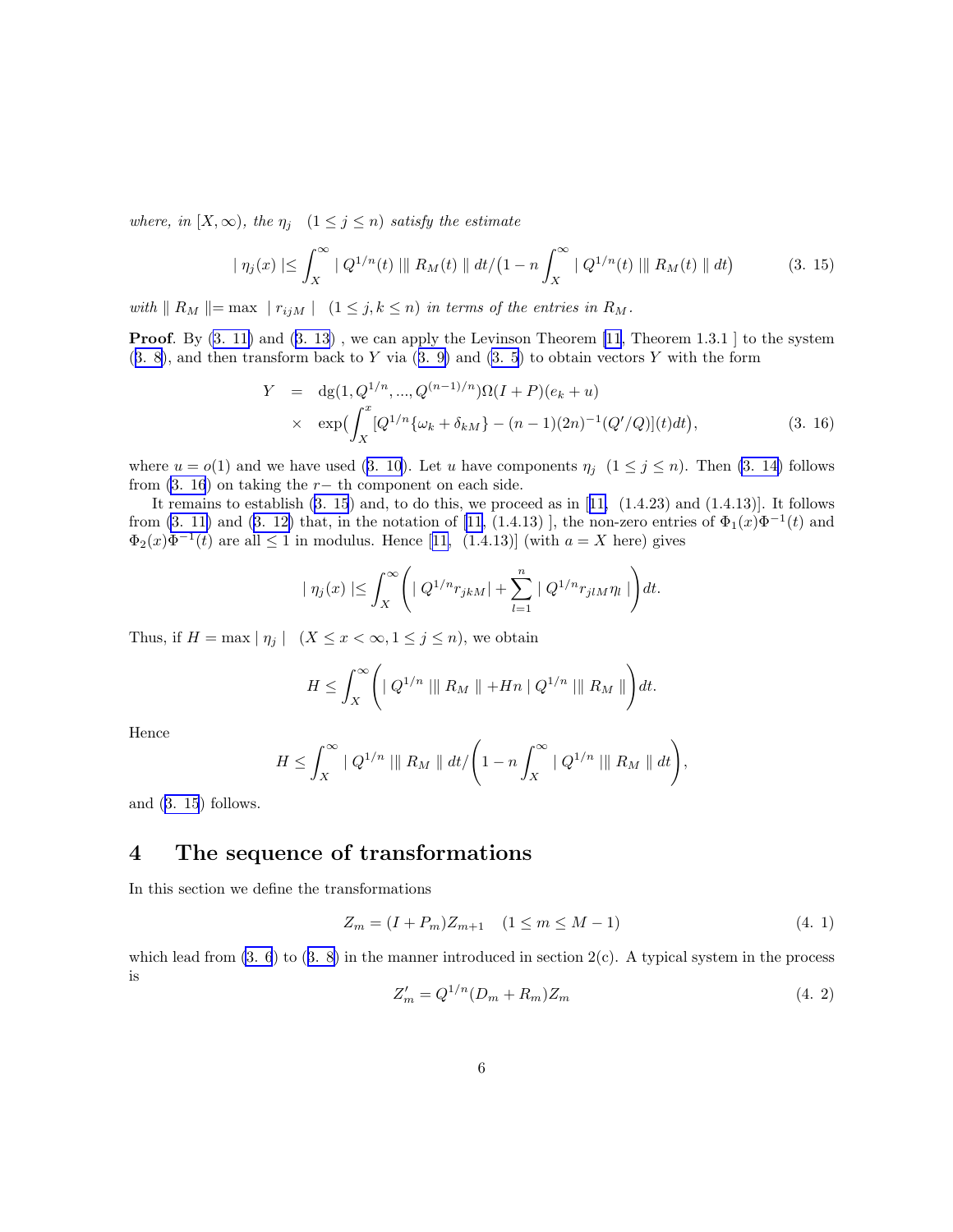*where, in $[X, \infty)$, the $\eta_j \quad (1 \leq j \leq n)$ satisfy the estimate*

$$
\mid \eta_j(x) \mid \leq \int_X^\infty \mid Q^{1/n}(t) \mid \parallel R_M(t) \parallel dt / \big(1 - n \int_X^\infty \mid Q^{1/n}(t) \mid \parallel R_M(t) \parallel dt\big) \tag{3. 15}
$$

*with $\parallel R_M \parallel = \max \ \mid r_{ijM} \mid \quad (1 \leq j, k \leq n)$ in terms of the entries in $R_M$.*

**Proof**. By (3. 11) and (3. 13) , we can apply the Levinson Theorem [11, Theorem 1.3.1 ] to the system (3. 8), and then transform back to $Y$ via (3. 9) and (3. 5) to obtain vectors $Y$ with the form

$$
\begin{aligned}
Y &= \operatorname{dg}(1, Q^{1/n}, ..., Q^{(n-1)/n})\Omega(I + P)(e_k + u) \\
&\times \exp\Big(\int_X^x [Q^{1/n}\{\omega_k + \delta_{kM}\} - (n-1)(2n)^{-1}(Q'/Q)](t)dt\Big),
\end{aligned} \tag{3. 16}
$$

where $u = o(1)$ and we have used (3. 10). Let $u$ have components $\eta_j \ (1 \leq j \leq n)$. Then (3. 14) follows from (3. 16) on taking the $r-$ th component on each side.

It remains to establish (3. 15) and, to do this, we proceed as in [11, (1.4.23) and (1.4.13)]. It follows from (3. 11) and (3. 12) that, in the notation of [11, (1.4.13) ], the non-zero entries of $\Phi_1(x)\Phi^{-1}(t)$ and $\Phi_2(x)\Phi^{-1}(t)$ are all $\leq 1$ in modulus. Hence [11, (1.4.13)] (with $a = X$ here) gives

$$
\mid \eta_j(x) \mid \leq \int_X^\infty \left( \mid Q^{1/n} r_{jkM} \mid + \sum_{l=1}^n \mid Q^{1/n} r_{jlM} \eta_l \mid \right) dt.
$$

Thus, if $H = \max \mid \eta_j \mid \quad (X \leq x < \infty, 1 \leq j \leq n)$, we obtain

$$
H \leq \int_X^\infty \left( \mid Q^{1/n} \mid \parallel R_M \parallel + Hn \mid Q^{1/n} \mid \parallel R_M \parallel \right) dt.
$$

Hence

$$
H \leq \int_X^\infty \mid Q^{1/n} \mid \parallel R_M \parallel dt \Bigg/ \left( 1 - n \int_X^\infty \mid Q^{1/n} \mid \parallel R_M \parallel dt \right),
$$

and (3. 15) follows.

## 4 The sequence of transformations

In this section we define the transformations

$$
Z_m = (I + P_m) Z_{m+1} \quad (1 \leq m \leq M - 1) \tag{4. 1}
$$

which lead from (3. 6) to (3. 8) in the manner introduced in section 2(c). A typical system in the process is

$$
Z'_m = Q^{1/n}(D_m + R_m) Z_m \tag{4. 2}
$$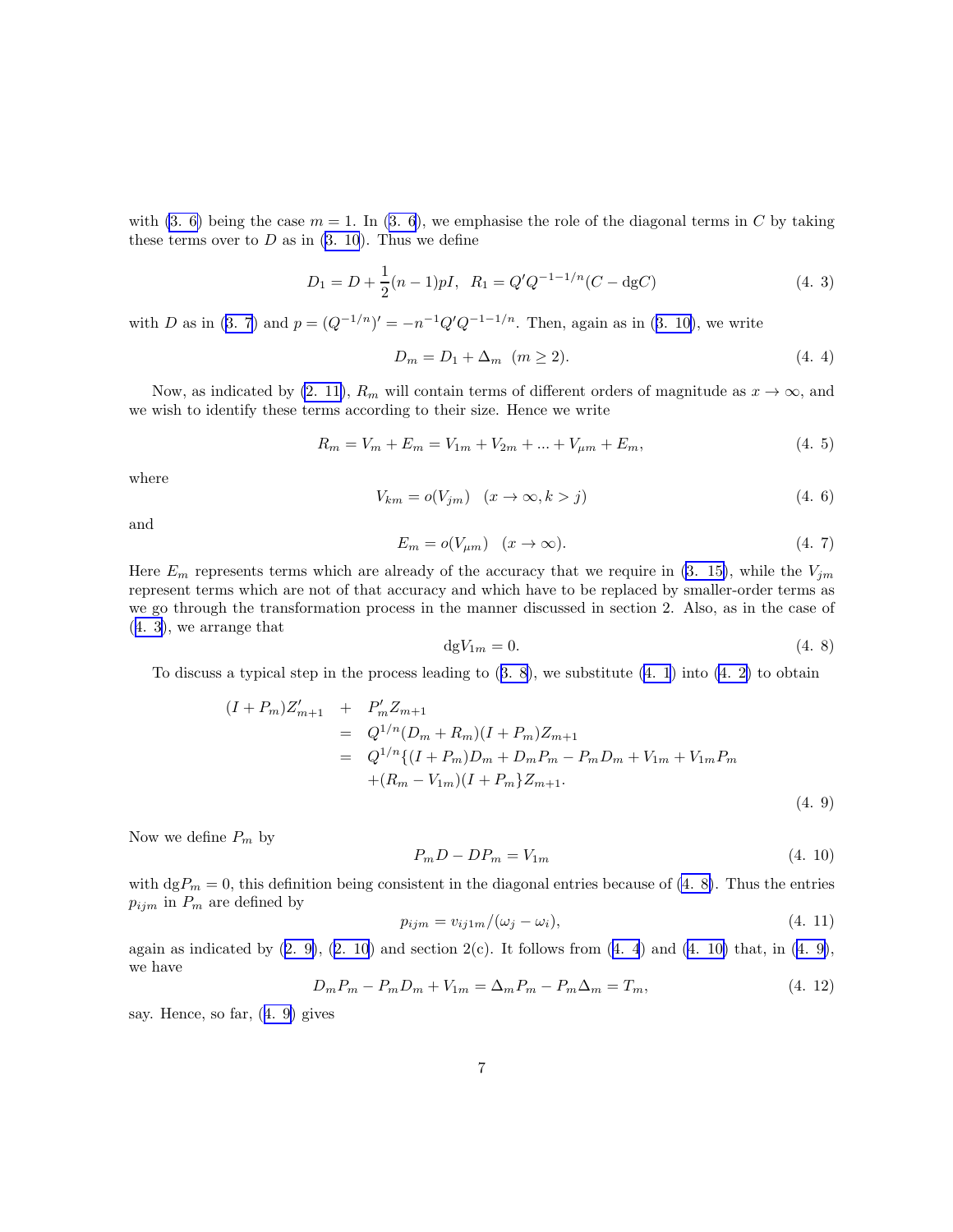with (3. 6) being the case $m = 1$. In (3. 6), we emphasise the role of the diagonal terms in $C$ by taking these terms over to $D$ as in (3. 10). Thus we define

$$D_1 = D + \frac{1}{2}(n-1)pI, \quad R_1 = Q'Q^{-1-1/n}(C - \text{dg}C) \tag{4. 3}$$

with $D$ as in (3. 7) and $p = (Q^{-1/n})' = -n^{-1}Q'Q^{-1-1/n}$. Then, again as in (3. 10), we write

$$D_m = D_1 + \Delta_m \quad (m \geq 2). \tag{4. 4}$$

Now, as indicated by (2. 11), $R_m$ will contain terms of different orders of magnitude as $x \to \infty$, and we wish to identify these terms according to their size. Hence we write

$$R_m = V_m + E_m = V_{1m} + V_{2m} + ... + V_{\mu m} + E_m, \tag{4. 5}$$

where

$$V_{km} = o(V_{jm}) \quad (x \to \infty, k > j) \tag{4. 6}$$

and

$$E_m = o(V_{\mu m}) \quad (x \to \infty). \tag{4. 7}$$

Here $E_m$ represents terms which are already of the accuracy that we require in (3. 15), while the $V_{jm}$ represent terms which are not of that accuracy and which have to be replaced by smaller-order terms as we go through the transformation process in the manner discussed in section 2. Also, as in the case of (4. 3), we arrange that

$$\text{dg}V_{1m} = 0. \tag{4. 8}$$

To discuss a typical step in the process leading to (3. 8), we substitute (4. 1) into (4. 2) to obtain

$$\begin{aligned}
(I + P_m)Z'_{m+1} \quad &+ \quad P'_m Z_{m+1} \\
&= \quad Q^{1/n}(D_m + R_m)(I + P_m)Z_{m+1} \\
&= \quad Q^{1/n}\{(I + P_m)D_m + D_m P_m - P_m D_m + V_{1m} + V_{1m}P_m \\
&\quad\; + (R_m - V_{1m})(I + P_m\}Z_{m+1}.
\end{aligned} \tag{4. 9}$$

Now we define $P_m$ by

$$P_m D - DP_m = V_{1m} \tag{4. 10}$$

with $\text{dg}P_m = 0$, this definition being consistent in the diagonal entries because of (4. 8). Thus the entries $p_{ijm}$ in $P_m$ are defined by

$$p_{ijm} = v_{ij1m}/(\omega_j - \omega_i), \tag{4. 11}$$

again as indicated by (2. 9), (2. 10) and section 2(c). It follows from (4. 4) and (4. 10) that, in (4. 9), we have

$$D_m P_m - P_m D_m + V_{1m} = \Delta_m P_m - P_m \Delta_m = T_m, \tag{4. 12}$$

say. Hence, so far, (4. 9) gives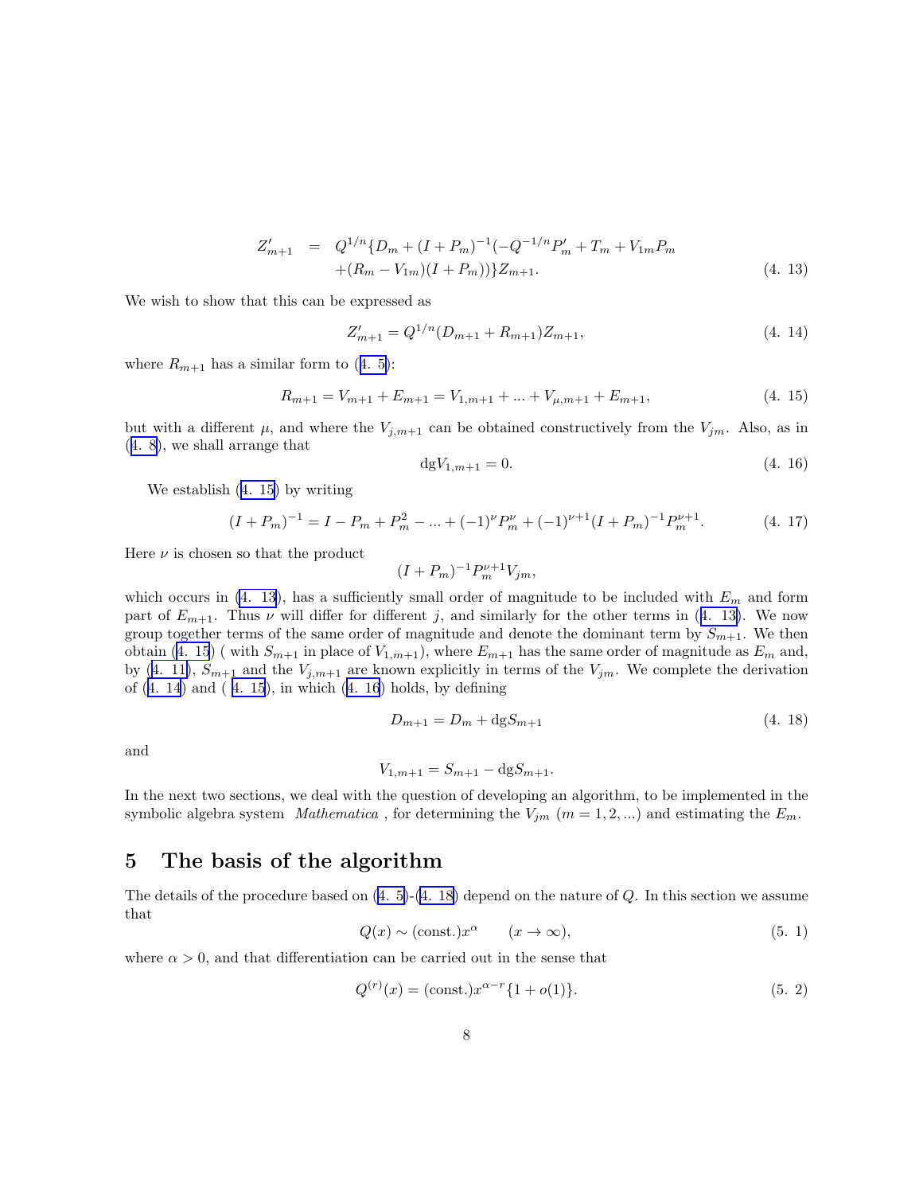$$
\begin{aligned}
Z'_{m+1} \quad = \quad & Q^{1/n}\{D_m + (I + P_m)^{-1}(-Q^{-1/n}P'_m + T_m + V_{1m}P_m \\
& +(R_m - V_{1m})(I + P_m))\}Z_{m+1}.
\end{aligned} \tag{4. 13}
$$

We wish to show that this can be expressed as

$$
Z'_{m+1} = Q^{1/n}(D_{m+1} + R_{m+1})Z_{m+1}, \tag{4. 14}
$$

where $R_{m+1}$ has a similar form to (4. 5):

$$
R_{m+1} = V_{m+1} + E_{m+1} = V_{1,m+1} + ... + V_{\mu,m+1} + E_{m+1}, \tag{4. 15}
$$

but with a different $\mu$, and where the $V_{j,m+1}$ can be obtained constructively from the $V_{jm}$. Also, as in (4. 8), we shall arrange that

$$
\mathrm{dg}V_{1,m+1} = 0. \tag{4. 16}
$$

We establish (4. 15) by writing

$$
(I + P_m)^{-1} = I - P_m + P_m^2 - ... + (-1)^{\nu}P_m^{\nu} + (-1)^{\nu+1}(I + P_m)^{-1}P_m^{\nu+1}. \tag{4. 17}
$$

Here $\nu$ is chosen so that the product

$$
(I + P_m)^{-1}P_m^{\nu+1}V_{jm},
$$

which occurs in (4. 13), has a sufficiently small order of magnitude to be included with $E_m$ and form part of $E_{m+1}$. Thus $\nu$ will differ for different $j$, and similarly for the other terms in (4. 13). We now group together terms of the same order of magnitude and denote the dominant term by $S_{m+1}$. We then obtain (4. 15) ( with $S_{m+1}$ in place of $V_{1,m+1}$), where $E_{m+1}$ has the same order of magnitude as $E_m$ and, by (4. 11), $S_{m+1}$ and the $V_{j,m+1}$ are known explicitly in terms of the $V_{jm}$. We complete the derivation of (4. 14) and ( 4. 15), in which (4. 16) holds, by defining

$$
D_{m+1} = D_m + \mathrm{dg}S_{m+1} \tag{4. 18}
$$

and

$$
V_{1,m+1} = S_{m+1} - \mathrm{dg}S_{m+1}.
$$

In the next two sections, we deal with the question of developing an algorithm, to be implemented in the symbolic algebra system *Mathematica* , for determining the $V_{jm}$ $(m = 1, 2, ...)$ and estimating the $E_m$.

## 5 The basis of the algorithm

The details of the procedure based on (4. 5)-(4. 18) depend on the nature of $Q$. In this section we assume that

$$
Q(x) \sim (\mathrm{const.})x^{\alpha} \qquad (x \to \infty), \tag{5. 1}
$$

where $\alpha > 0$, and that differentiation can be carried out in the sense that

$$
Q^{(r)}(x) = (\mathrm{const.})x^{\alpha - r}\{1 + o(1)\}. \tag{5. 2}
$$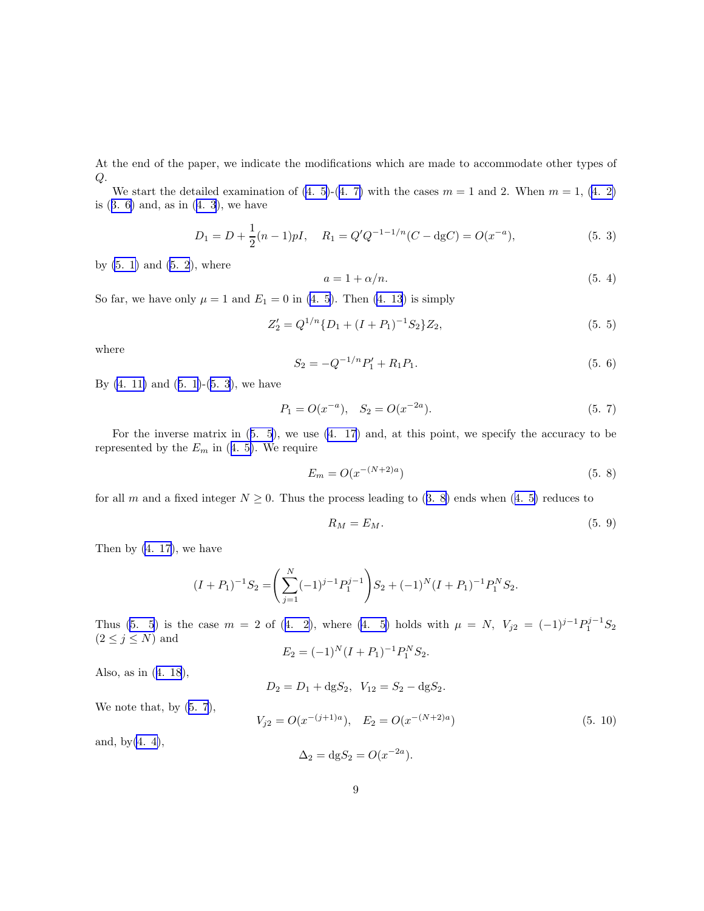At the end of the paper, we indicate the modifications which are made to accommodate other types of $Q$.

We start the detailed examination of (4. 5)-(4. 7) with the cases $m = 1$ and 2. When $m = 1$, (4. 2) is (3. 6) and, as in (4. 3), we have

$$D_1 = D + \frac{1}{2}(n-1)pI, \quad R_1 = Q'Q^{-1-1/n}(C - \mathrm{dg}C) = O(x^{-a}), \tag{5. 3}$$

by (5. 1) and (5. 2), where

$$a = 1 + \alpha/n. \tag{5. 4}$$

So far, we have only $\mu = 1$ and $E_1 = 0$ in (4. 5). Then (4. 13) is simply

$$Z_2' = Q^{1/n}\{D_1 + (I + P_1)^{-1}S_2\}Z_2, \tag{5. 5}$$

where

$$S_2 = -Q^{-1/n}P_1' + R_1P_1. \tag{5. 6}$$

By (4. 11) and (5. 1)-(5. 3), we have

$$P_1 = O(x^{-a}), \quad S_2 = O(x^{-2a}). \tag{5. 7}$$

For the inverse matrix in (5. 5), we use (4. 17) and, at this point, we specify the accuracy to be represented by the $E_m$ in (4. 5). We require

$$E_m = O(x^{-(N+2)a}) \tag{5. 8}$$

for all $m$ and a fixed integer $N \geq 0$. Thus the process leading to (3. 8) ends when (4. 5) reduces to

$$R_M = E_M. \tag{5. 9}$$

Then by (4. 17), we have

$$(I + P_1)^{-1}S_2 = \left(\sum_{j=1}^{N}(-1)^{j-1}P_1^{j-1}\right)S_2 + (-1)^N(I + P_1)^{-1}P_1^N S_2.$$

Thus (5. 5) is the case $m = 2$ of (4. 2), where (4. 5) holds with $\mu = N$, $V_{j2} = (-1)^{j-1}P_1^{j-1}S_2$ $(2 \leq j \leq N)$ and

$$E_2 = (-1)^N(I + P_1)^{-1}P_1^N S_2.$$

Also, as in (4. 18),

$$D_2 = D_1 + \mathrm{dg}S_2, \;\; V_{12} = S_2 - \mathrm{dg}S_2.$$

We note that, by (5. 7),

$$V_{j2} = O(x^{-(j+1)a}), \quad E_2 = O(x^{-(N+2)a}) \tag{5. 10}$$

and, by(4. 4),

$$\Delta_2 = \mathrm{dg}S_2 = O(x^{-2a}).$$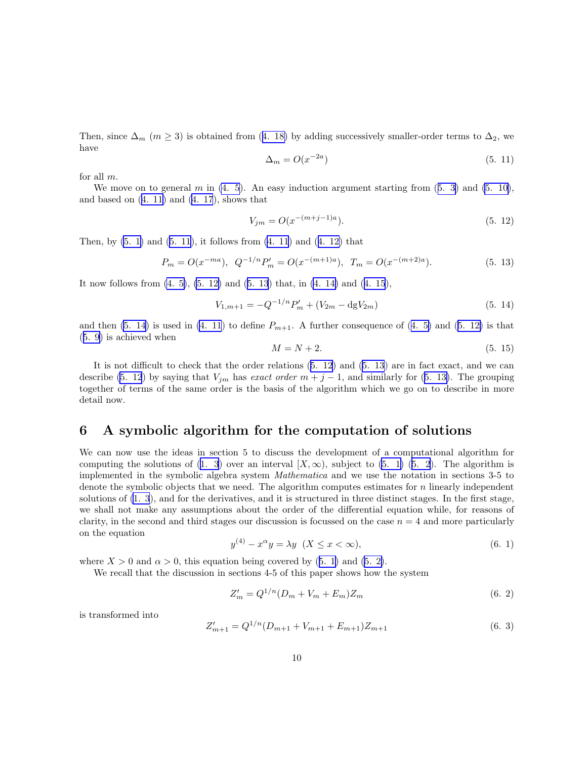Then, since $\Delta_m$ $(m \geq 3)$ is obtained from (4. 18) by adding successively smaller-order terms to $\Delta_2$, we have

$$\Delta_m = O(x^{-2a}) \tag{5. 11}$$

for all $m$.

We move on to general $m$ in (4. 5). An easy induction argument starting from (5. 3) and (5. 10), and based on (4. 11) and (4. 17), shows that

$$V_{jm} = O(x^{-(m+j-1)a}). \tag{5. 12}$$

Then, by (5. 1) and (5. 11), it follows from (4. 11) and (4. 12) that

$$P_m = O(x^{-ma}), \;\; Q^{-1/n}P_m' = O(x^{-(m+1)a}), \;\; T_m = O(x^{-(m+2)a}). \tag{5. 13}$$

It now follows from (4. 5), (5. 12) and (5. 13) that, in (4. 14) and (4. 15),

$$V_{1,m+1} = -Q^{-1/n}P_m' + (V_{2m} - \mathrm{dg}V_{2m}) \tag{5. 14}$$

and then (5. 14) is used in (4. 11) to define $P_{m+1}$. A further consequence of (4. 5) and (5. 12) is that (5. 9) is achieved when

$$M = N + 2. \tag{5. 15}$$

It is not difficult to check that the order relations (5. 12) and (5. 13) are in fact exact, and we can describe (5. 12) by saying that $V_{jm}$ has *exact order* $m + j - 1$, and similarly for (5. 13). The grouping together of terms of the same order is the basis of the algorithm which we go on to describe in more detail now.

## 6 A symbolic algorithm for the computation of solutions

We can now use the ideas in section 5 to discuss the development of a computational algorithm for computing the solutions of (1. 3) over an interval $[X, \infty)$, subject to (5. 1) (5. 2). The algorithm is implemented in the symbolic algebra system *Mathematica* and we use the notation in sections 3-5 to denote the symbolic objects that we need. The algorithm computes estimates for $n$ linearly independent solutions of (1. 3), and for the derivatives, and it is structured in three distinct stages. In the first stage, we shall not make any assumptions about the order of the differential equation while, for reasons of clarity, in the second and third stages our discussion is focussed on the case $n = 4$ and more particularly on the equation

$$y^{(4)} - x^{\alpha}y = \lambda y \;\; (X \leq x < \infty), \tag{6. 1}$$

where $X > 0$ and $\alpha > 0$, this equation being covered by (5. 1) and (5. 2).

We recall that the discussion in sections 4-5 of this paper shows how the system

$$Z_m' = Q^{1/n}(D_m + V_m + E_m)Z_m \tag{6. 2}$$

is transformed into

$$Z_{m+1}' = Q^{1/n}(D_{m+1} + V_{m+1} + E_{m+1})Z_{m+1} \tag{6. 3}$$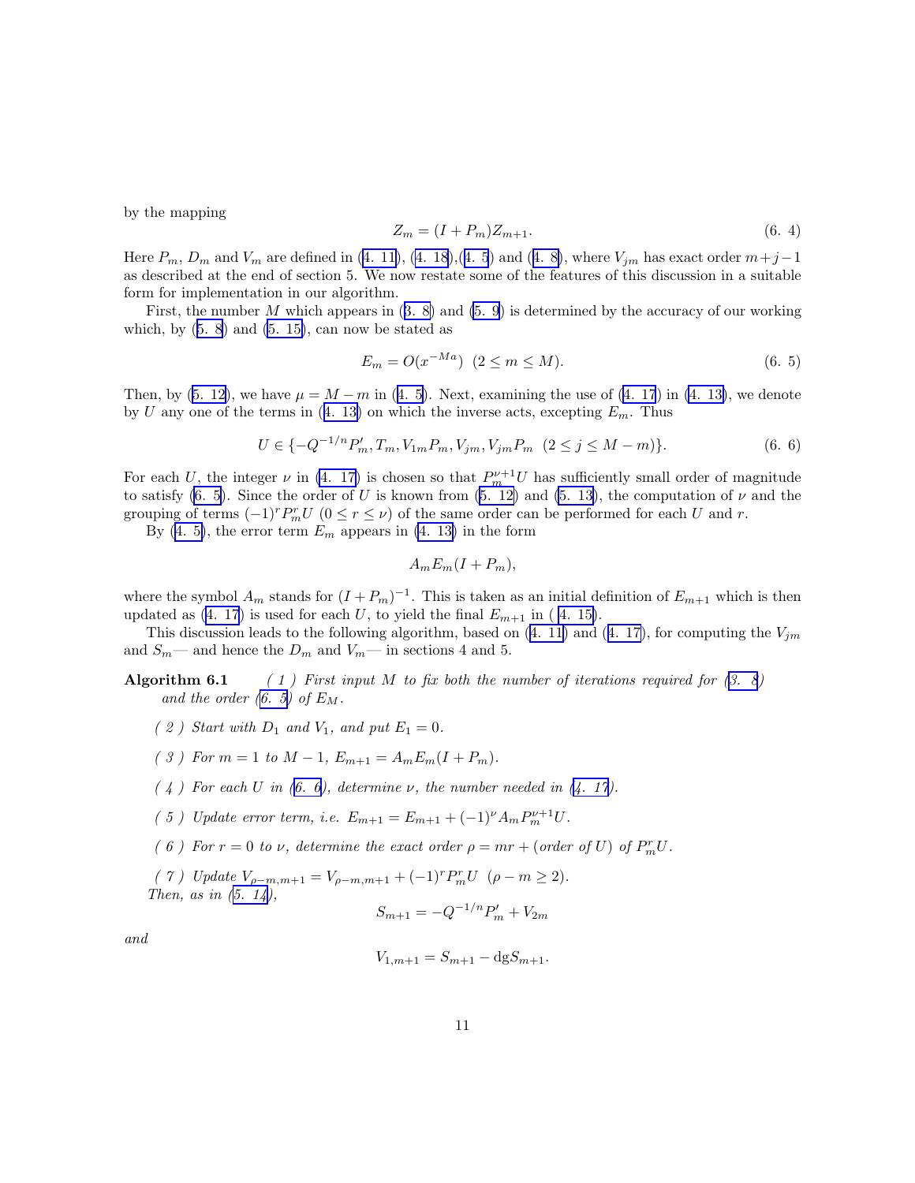by the mapping

$$Z_m = (I + P_m)Z_{m+1}. \tag{6. 4}$$

Here $P_m$, $D_m$ and $V_m$ are defined in (4. 11), (4. 18),(4. 5) and (4. 8), where $V_{jm}$ has exact order $m+j-1$ as described at the end of section 5. We now restate some of the features of this discussion in a suitable form for implementation in our algorithm.

First, the number $M$ which appears in (3. 8) and (5. 9) is determined by the accuracy of our working which, by (5. 8) and (5. 15), can now be stated as

$$E_m = O(x^{-Ma}) \ \ (2 \leq m \leq M). \tag{6. 5}$$

Then, by (5. 12), we have $\mu = M - m$ in (4. 5). Next, examining the use of (4. 17) in (4. 13), we denote by $U$ any one of the terms in (4. 13) on which the inverse acts, excepting $E_m$. Thus

$$U \in \{-Q^{-1/n}P_m', T_m, V_{1m}P_m, V_{jm}, V_{jm}P_m \ \ (2 \leq j \leq M - m)\}. \tag{6. 6}$$

For each $U$, the integer $\nu$ in (4. 17) is chosen so that $P_m^{\nu+1}U$ has sufficiently small order of magnitude to satisfy (6. 5). Since the order of $U$ is known from (5. 12) and (5. 13), the computation of $\nu$ and the grouping of terms $(-1)^r P_m^r U$ $(0 \leq r \leq \nu)$ of the same order can be performed for each $U$ and $r$.

By (4. 5), the error term $E_m$ appears in (4. 13) in the form

$$A_m E_m (I + P_m),$$

where the symbol $A_m$ stands for $(I + P_m)^{-1}$. This is taken as an initial definition of $E_{m+1}$ which is then updated as (4. 17) is used for each $U$, to yield the final $E_{m+1}$ in ( 4. 15).

This discussion leads to the following algorithm, based on (4. 11) and (4. 17), for computing the $V_{jm}$ and $S_m$— and hence the $D_m$ and $V_m$— in sections 4 and 5.

**Algorithm 6.1** *( 1 ) First input $M$ to fix both the number of iterations required for (3. 8) and the order (6. 5) of $E_M$.*

*( 2 ) Start with $D_1$ and $V_1$, and put $E_1 = 0$.*

*( 3 ) For $m = 1$ to $M - 1$, $E_{m+1} = A_m E_m (I + P_m)$.*

*( 4 ) For each $U$ in (6. 6), determine $\nu$, the number needed in (4. 17).*

*( 5 ) Update error term, i.e. $E_{m+1} = E_{m+1} + (-1)^\nu A_m P_m^{\nu+1} U$.*

*( 6 ) For $r = 0$ to $\nu$, determine the exact order $\rho = mr + (\text{order of } U)$ of $P_m^r U$.*

*( 7 ) Update $V_{\rho-m,m+1} = V_{\rho-m,m+1} + (-1)^r P_m^r U$ $(\rho - m \geq 2)$.*
*Then, as in (5. 14),*

$$S_{m+1} = -Q^{-1/n}P_m' + V_{2m}$$

*and*

$$V_{1,m+1} = S_{m+1} - \mathrm{dg} S_{m+1}.$$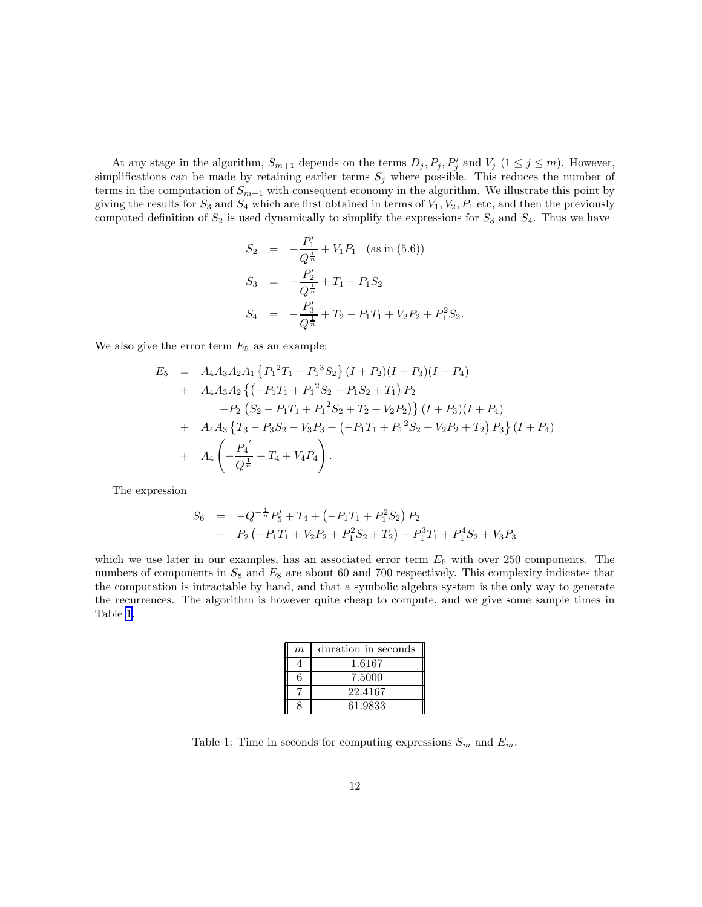At any stage in the algorithm, $S_{m+1}$ depends on the terms $D_j, P_j, P_j'$ and $V_j$ $(1 \le j \le m)$. However, simplifications can be made by retaining earlier terms $S_j$ where possible. This reduces the number of terms in the computation of $S_{m+1}$ with consequent economy in the algorithm. We illustrate this point by giving the results for $S_3$ and $S_4$ which are first obtained in terms of $V_1, V_2, P_1$ etc, and then the previously computed definition of $S_2$ is used dynamically to simplify the expressions for $S_3$ and $S_4$. Thus we have

$$
\begin{aligned}
S_2 &= -\frac{P_1'}{Q^{\frac{1}{n}}} + V_1 P_1 \quad \text{(as in (5.6))} \\
S_3 &= -\frac{P_2'}{Q^{\frac{1}{n}}} + T_1 - P_1 S_2 \\
S_4 &= -\frac{P_3'}{Q^{\frac{1}{n}}} + T_2 - P_1 T_1 + V_2 P_2 + P_1^2 S_2.
\end{aligned}
$$

We also give the error term $E_5$ as an example:

$$
\begin{aligned}
E_5 &= A_4 A_3 A_2 A_1 \left\{ {P_1}^2 T_1 - {P_1}^3 S_2 \right\} (I + P_2)(I + P_3)(I + P_4) \\
&+ A_4 A_3 A_2 \left\{ \left( -P_1 T_1 + {P_1}^2 S_2 - P_1 S_2 + T_1 \right) P_2 \right. \\
&\qquad \left. - P_2 \left( S_2 - P_1 T_1 + {P_1}^2 S_2 + T_2 + V_2 P_2 \right) \right\} (I + P_3)(I + P_4) \\
&+ A_4 A_3 \left\{ T_3 - P_3 S_2 + V_3 P_3 + \left( -P_1 T_1 + {P_1}^2 S_2 + V_2 P_2 + T_2 \right) P_3 \right\} (I + P_4) \\
&+ A_4 \left( -\frac{{P_4}'}{Q^{\frac{1}{n}}} + T_4 + V_4 P_4 \right).
\end{aligned}
$$

The expression

$$
\begin{aligned}
S_6 &= -Q^{-\frac{1}{n}} P_5' + T_4 + \left( -P_1 T_1 + P_1^2 S_2 \right) P_2 \\
&- P_2 \left( -P_1 T_1 + V_2 P_2 + P_1^2 S_2 + T_2 \right) - P_1^3 T_1 + P_1^4 S_2 + V_3 P_3
\end{aligned}
$$

which we use later in our examples, has an associated error term $E_6$ with over 250 components. The numbers of components in $S_8$ and $E_8$ are about 60 and 700 respectively. This complexity indicates that the computation is intractable by hand, and that a symbolic algebra system is the only way to generate the recurrences. The algorithm is however quite cheap to compute, and we give some sample times in Table 1.

| $m$ | duration in seconds |
| --- | --- |
| 4 | 1.6167 |
| 6 | 7.5000 |
| 7 | 22.4167 |
| 8 | 61.9833 |

Table 1: Time in seconds for computing expressions $S_m$ and $E_m$.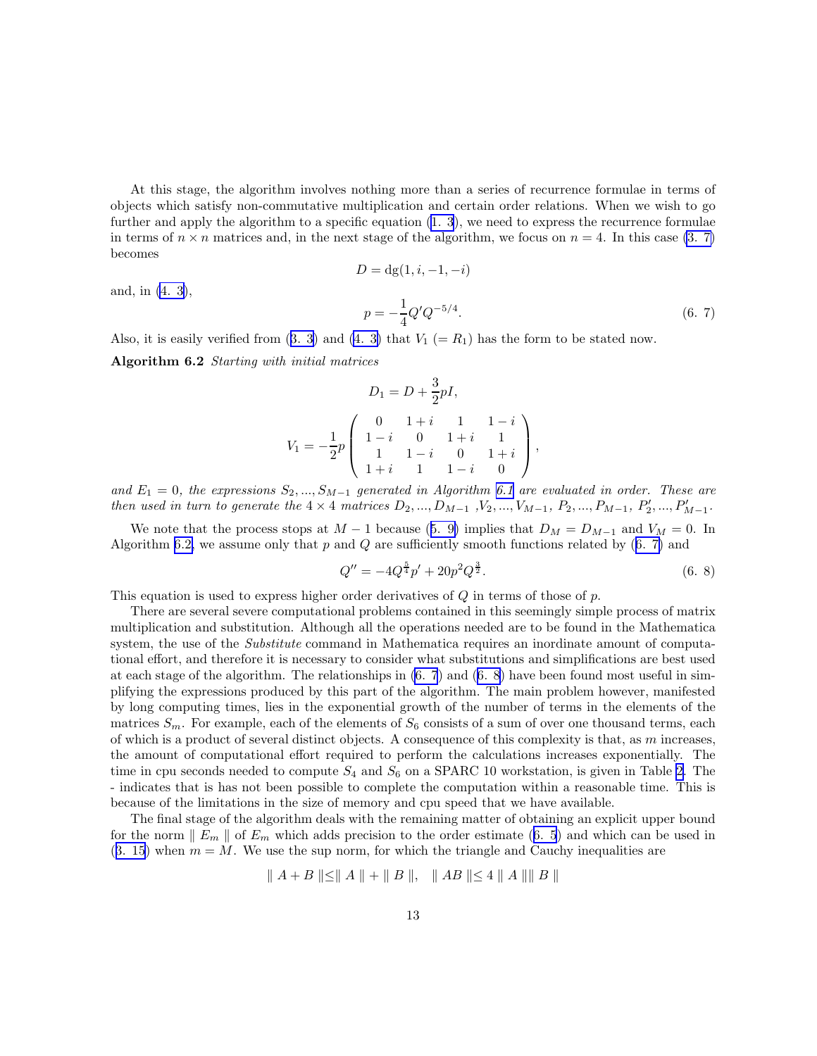At this stage, the algorithm involves nothing more than a series of recurrence formulae in terms of objects which satisfy non-commutative multiplication and certain order relations. When we wish to go further and apply the algorithm to a specific equation (1. 3), we need to express the recurrence formulae in terms of $n \times n$ matrices and, in the next stage of the algorithm, we focus on $n = 4$. In this case (3. 7) becomes

$$D = \mathrm{dg}(1, i, -1, -i)$$

and, in (4. 3),

$$p = -\frac{1}{4} Q' Q^{-5/4}. \tag{6. 7}$$

Also, it is easily verified from (3. 3) and (4. 3) that $V_1$ ($= R_1$) has the form to be stated now.

**Algorithm 6.2** *Starting with initial matrices*

$$D_1 = D + \frac{3}{2} p I,$$

$$V_1 = -\frac{1}{2} p \begin{pmatrix} 0 & 1+i & 1 & 1-i \\ 1-i & 0 & 1+i & 1 \\ 1 & 1-i & 0 & 1+i \\ 1+i & 1 & 1-i & 0 \end{pmatrix},$$

*and* $E_1 = 0$*, the expressions* $S_2, ..., S_{M-1}$ *generated in Algorithm 6.1 are evaluated in order. These are then used in turn to generate the* $4 \times 4$ *matrices* $D_2, ..., D_{M-1}$ *,*$V_2, ..., V_{M-1}$*,* $P_2, ..., P_{M-1}$*,* $P'_2, ..., P'_{M-1}$*.*

We note that the process stops at $M - 1$ because (5. 9) implies that $D_M = D_{M-1}$ and $V_M = 0$. In Algorithm 6.2, we assume only that $p$ and $Q$ are sufficiently smooth functions related by (6. 7) and

$$Q'' = -4 Q^{\frac{5}{4}} p' + 20 p^2 Q^{\frac{3}{2}}. \tag{6. 8}$$

This equation is used to express higher order derivatives of $Q$ in terms of those of $p$.

There are several severe computational problems contained in this seemingly simple process of matrix multiplication and substitution. Although all the operations needed are to be found in the Mathematica system, the use of the *Substitute* command in Mathematica requires an inordinate amount of computational effort, and therefore it is necessary to consider what substitutions and simplifications are best used at each stage of the algorithm. The relationships in (6. 7) and (6. 8) have been found most useful in simplifying the expressions produced by this part of the algorithm. The main problem however, manifested by long computing times, lies in the exponential growth of the number of terms in the elements of the matrices $S_m$. For example, each of the elements of $S_6$ consists of a sum of over one thousand terms, each of which is a product of several distinct objects. A consequence of this complexity is that, as $m$ increases, the amount of computational effort required to perform the calculations increases exponentially. The time in cpu seconds needed to compute $S_4$ and $S_6$ on a SPARC 10 workstation, is given in Table 2. The - indicates that is has not been possible to complete the computation within a reasonable time. This is because of the limitations in the size of memory and cpu speed that we have available.

The final stage of the algorithm deals with the remaining matter of obtaining an explicit upper bound for the norm $\parallel E_m \parallel$ of $E_m$ which adds precision to the order estimate (6. 5) and which can be used in (3. 15) when $m = M$. We use the sup norm, for which the triangle and Cauchy inequalities are

$$\parallel A + B \parallel \leq \parallel A \parallel + \parallel B \parallel, \quad \parallel AB \parallel \leq 4 \parallel A \parallel \parallel B \parallel$$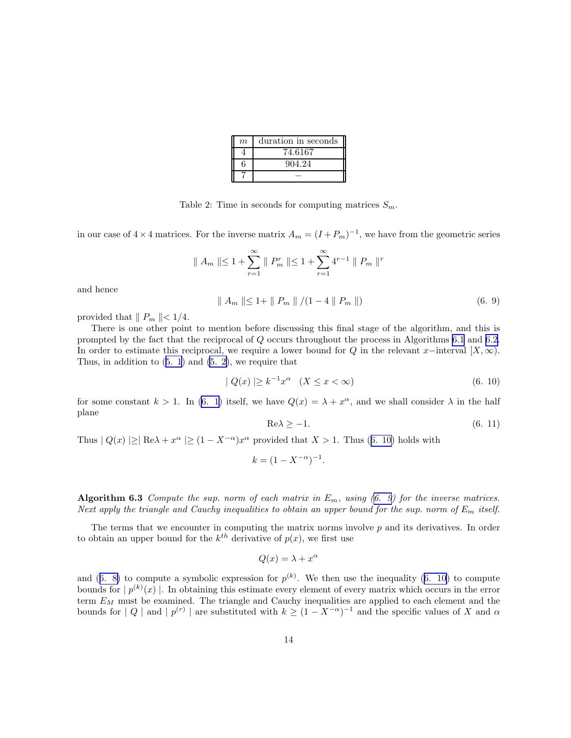| $m$ | duration in seconds |
|---|---|
| 4 | 74.6167 |
| 6 | 904.24 |
| 7 | − |

Table 2: Time in seconds for computing matrices $S_m$.

in our case of $4 \times 4$ matrices. For the inverse matrix $A_m = (I + P_m)^{-1}$, we have from the geometric series

$$\| A_m \| \leq 1 + \sum_{r=1}^{\infty} \| P_m^r \| \leq 1 + \sum_{r=1}^{\infty} 4^{r-1} \| P_m \|^r$$

and hence

$$\| A_m \| \leq 1 + \| P_m \| / (1 - 4 \| P_m \|) \tag{6. 9}$$

provided that $\| P_m \| < 1/4$.

There is one other point to mention before discussing this final stage of the algorithm, and this is prompted by the fact that the reciprocal of $Q$ occurs throughout the process in Algorithms 6.1 and 6.2. In order to estimate this reciprocal, we require a lower bound for $Q$ in the relevant $x-$interval $[X, \infty)$. Thus, in addition to (5. 1) and (5. 2), we require that

$$| Q(x) | \geq k^{-1} x^{\alpha} \quad (X \leq x < \infty) \tag{6. 10}$$

for some constant $k > 1$. In (6. 1) itself, we have $Q(x) = \lambda + x^{\alpha}$, and we shall consider $\lambda$ in the half plane

$$\text{Re}\lambda \geq -1. \tag{6. 11}$$

Thus $| Q(x) | \geq | \text{Re}\lambda + x^{\alpha} | \geq (1 - X^{-\alpha}) x^{\alpha}$ provided that $X > 1$. Thus (6. 10) holds with

$$k = (1 - X^{-\alpha})^{-1}.$$

**Algorithm 6.3** *Compute the sup. norm of each matrix in $E_m$, using (6. 9) for the inverse matrices. Next apply the triangle and Cauchy inequalities to obtain an upper bound for the sup. norm of $E_m$ itself.*

The terms that we encounter in computing the matrix norms involve $p$ and its derivatives. In order to obtain an upper bound for the $k^{th}$ derivative of $p(x)$, we first use

$$Q(x) = \lambda + x^{\alpha}$$

and (6. 8) to compute a symbolic expression for $p^{(k)}$. We then use the inequality (6. 10) to compute bounds for $| p^{(k)}(x) |$. In obtaining this estimate every element of every matrix which occurs in the error term $E_M$ must be examined. The triangle and Cauchy inequalities are applied to each element and the bounds for $| Q |$ and $| p^{(r)} |$ are substituted with $k \geq (1 - X^{-\alpha})^{-1}$ and the specific values of $X$ and $\alpha$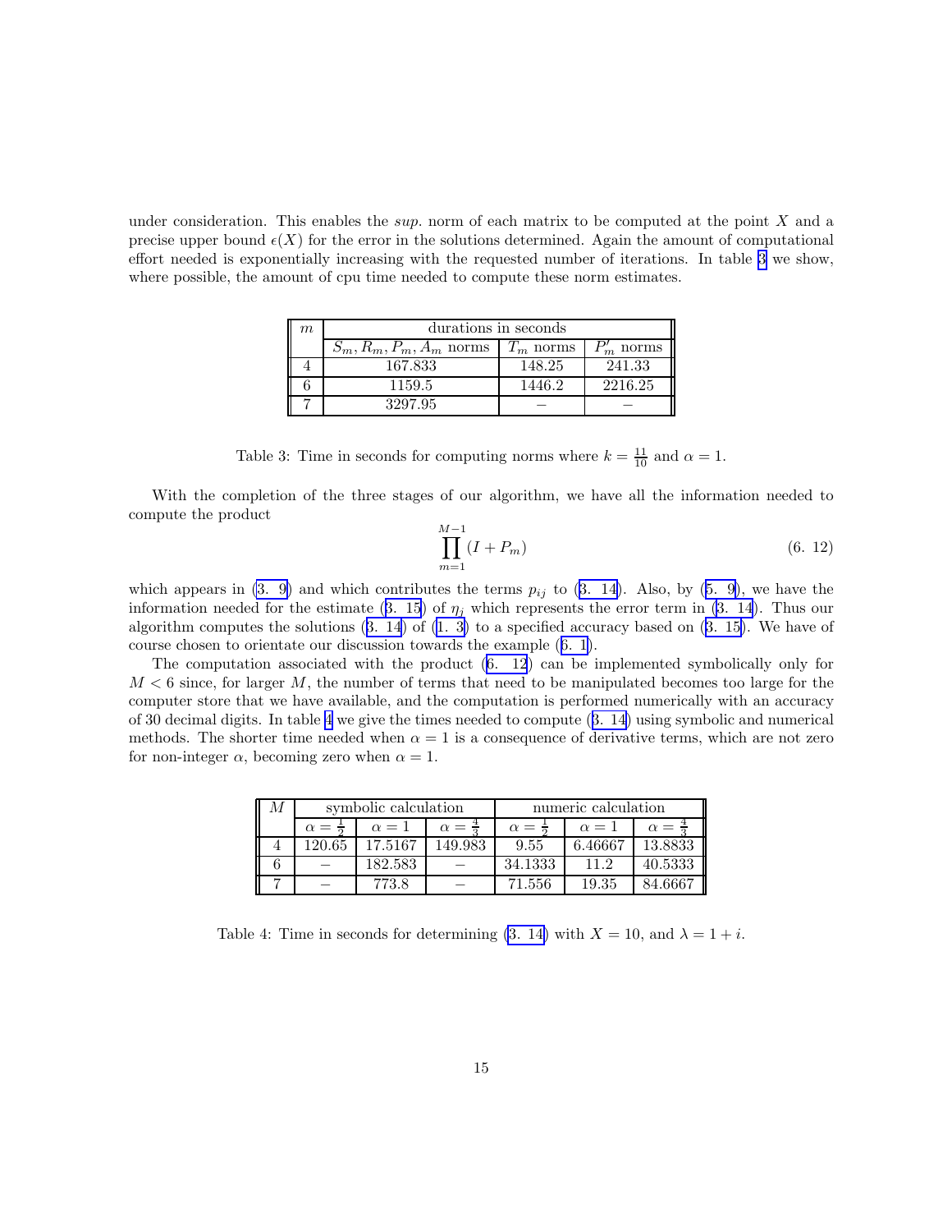under consideration. This enables the *sup.* norm of each matrix to be computed at the point $X$ and a precise upper bound $\epsilon(X)$ for the error in the solutions determined. Again the amount of computational effort needed is exponentially increasing with the requested number of iterations. In table 3 we show, where possible, the amount of cpu time needed to compute these norm estimates.

| $m$ | durations in seconds | | |
|---|---|---|---|
| | $S_m, R_m, P_m, A_m$ norms | $T_m$ norms | $P'_m$ norms |
| 4 | 167.833 | 148.25 | 241.33 |
| 6 | 1159.5 | 1446.2 | 2216.25 |
| 7 | 3297.95 | − | − |

Table 3: Time in seconds for computing norms where $k = \frac{11}{10}$ and $\alpha = 1$.

With the completion of the three stages of our algorithm, we have all the information needed to compute the product

$$\prod_{m=1}^{M-1} (I + P_m) \tag{6. 12}$$

which appears in (3. 9) and which contributes the terms $p_{ij}$ to (3. 14). Also, by (5. 9), we have the information needed for the estimate (3. 15) of $\eta_j$ which represents the error term in (3. 14). Thus our algorithm computes the solutions (3. 14) of (1. 3) to a specified accuracy based on (3. 15). We have of course chosen to orientate our discussion towards the example (6. 1).

The computation associated with the product (6. 12) can be implemented symbolically only for $M < 6$ since, for larger $M$, the number of terms that need to be manipulated becomes too large for the computer store that we have available, and the computation is performed numerically with an accuracy of 30 decimal digits. In table 4 we give the times needed to compute (3. 14) using symbolic and numerical methods. The shorter time needed when $\alpha = 1$ is a consequence of derivative terms, which are not zero for non-integer $\alpha$, becoming zero when $\alpha = 1$.

| $M$ | symbolic calculation | | | numeric calculation | | |
|---|---|---|---|---|---|---|
| | $\alpha = \frac{1}{2}$ | $\alpha = 1$ | $\alpha = \frac{4}{3}$ | $\alpha = \frac{1}{2}$ | $\alpha = 1$ | $\alpha = \frac{4}{3}$ |
| 4 | 120.65 | 17.5167 | 149.983 | 9.55 | 6.46667 | 13.8833 |
| 6 | − | 182.583 | − | 34.1333 | 11.2 | 40.5333 |
| 7 | − | 773.8 | − | 71.556 | 19.35 | 84.6667 |

Table 4: Time in seconds for determining (3. 14) with $X = 10$, and $\lambda = 1 + i$.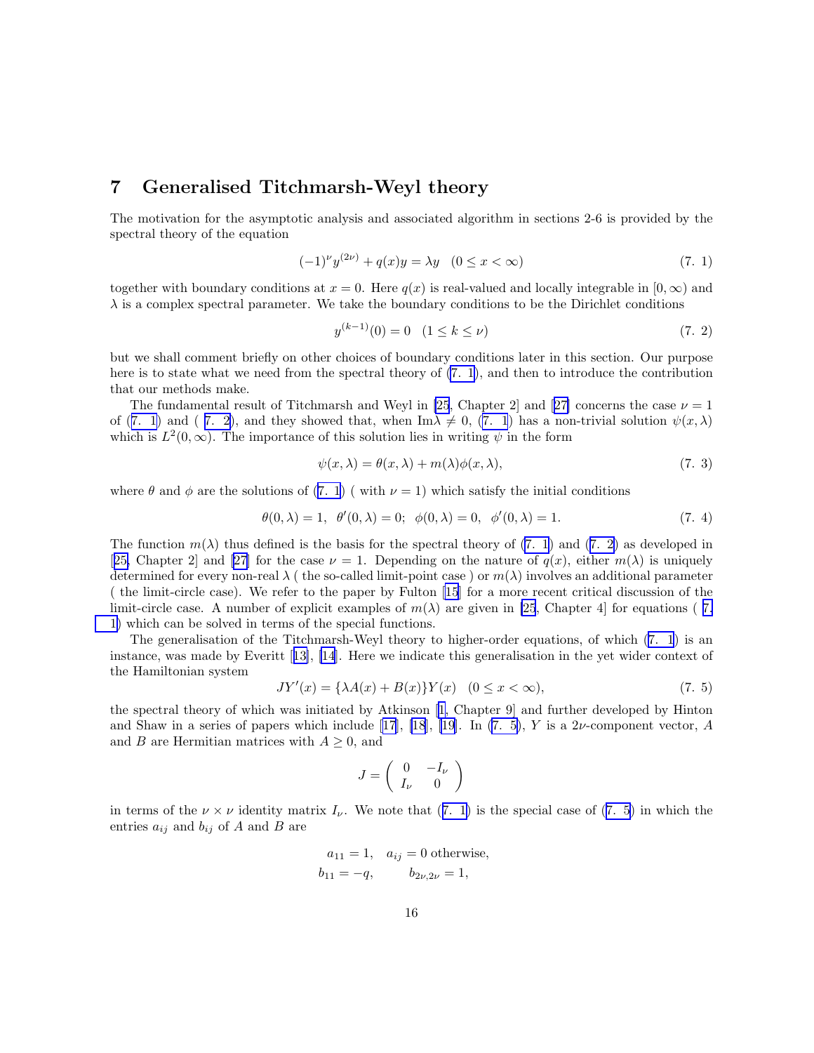## 7 Generalised Titchmarsh-Weyl theory

The motivation for the asymptotic analysis and associated algorithm in sections 2-6 is provided by the spectral theory of the equation

$$(-1)^{\nu} y^{(2\nu)} + q(x)y = \lambda y \quad (0 \leq x < \infty) \tag{7. 1}$$

together with boundary conditions at $x = 0$. Here $q(x)$ is real-valued and locally integrable in $[0, \infty)$ and $\lambda$ is a complex spectral parameter. We take the boundary conditions to be the Dirichlet conditions

$$y^{(k-1)}(0) = 0 \quad (1 \leq k \leq \nu) \tag{7. 2}$$

but we shall comment briefly on other choices of boundary conditions later in this section. Our purpose here is to state what we need from the spectral theory of (7. 1), and then to introduce the contribution that our methods make.

The fundamental result of Titchmarsh and Weyl in [25, Chapter 2] and [27] concerns the case $\nu = 1$ of (7. 1) and ( 7. 2), and they showed that, when $\text{Im}\lambda \neq 0$, (7. 1) has a non-trivial solution $\psi(x, \lambda)$ which is $L^2(0, \infty)$. The importance of this solution lies in writing $\psi$ in the form

$$\psi(x, \lambda) = \theta(x, \lambda) + m(\lambda)\phi(x, \lambda), \tag{7. 3}$$

where $\theta$ and $\phi$ are the solutions of (7. 1) ( with $\nu = 1$) which satisfy the initial conditions

$$\theta(0, \lambda) = 1, \quad \theta'(0, \lambda) = 0; \quad \phi(0, \lambda) = 0, \quad \phi'(0, \lambda) = 1. \tag{7. 4}$$

The function $m(\lambda)$ thus defined is the basis for the spectral theory of (7. 1) and (7. 2) as developed in [25, Chapter 2] and [27] for the case $\nu = 1$. Depending on the nature of $q(x)$, either $m(\lambda)$ is uniquely determined for every non-real $\lambda$ ( the so-called limit-point case ) or $m(\lambda)$ involves an additional parameter ( the limit-circle case). We refer to the paper by Fulton [15] for a more recent critical discussion of the limit-circle case. A number of explicit examples of $m(\lambda)$ are given in [25, Chapter 4] for equations ( 7. 1) which can be solved in terms of the special functions.

The generalisation of the Titchmarsh-Weyl theory to higher-order equations, of which (7. 1) is an instance, was made by Everitt [13], [14]. Here we indicate this generalisation in the yet wider context of the Hamiltonian system

$$JY'(x) = \{\lambda A(x) + B(x)\}Y(x) \quad (0 \leq x < \infty), \tag{7. 5}$$

the spectral theory of which was initiated by Atkinson [1, Chapter 9] and further developed by Hinton and Shaw in a series of papers which include [17], [18], [19]. In (7. 5), $Y$ is a $2\nu$-component vector, $A$ and $B$ are Hermitian matrices with $A \geq 0$, and

$$J = \begin{pmatrix} 0 & -I_\nu \\ I_\nu & 0 \end{pmatrix}$$

in terms of the $\nu \times \nu$ identity matrix $I_\nu$. We note that (7. 1) is the special case of (7. 5) in which the entries $a_{ij}$ and $b_{ij}$ of $A$ and $B$ are

$$a_{11} = 1, \quad a_{ij} = 0 \text{ otherwise,}$$
$$b_{11} = -q, \qquad b_{2\nu,2\nu} = 1,$$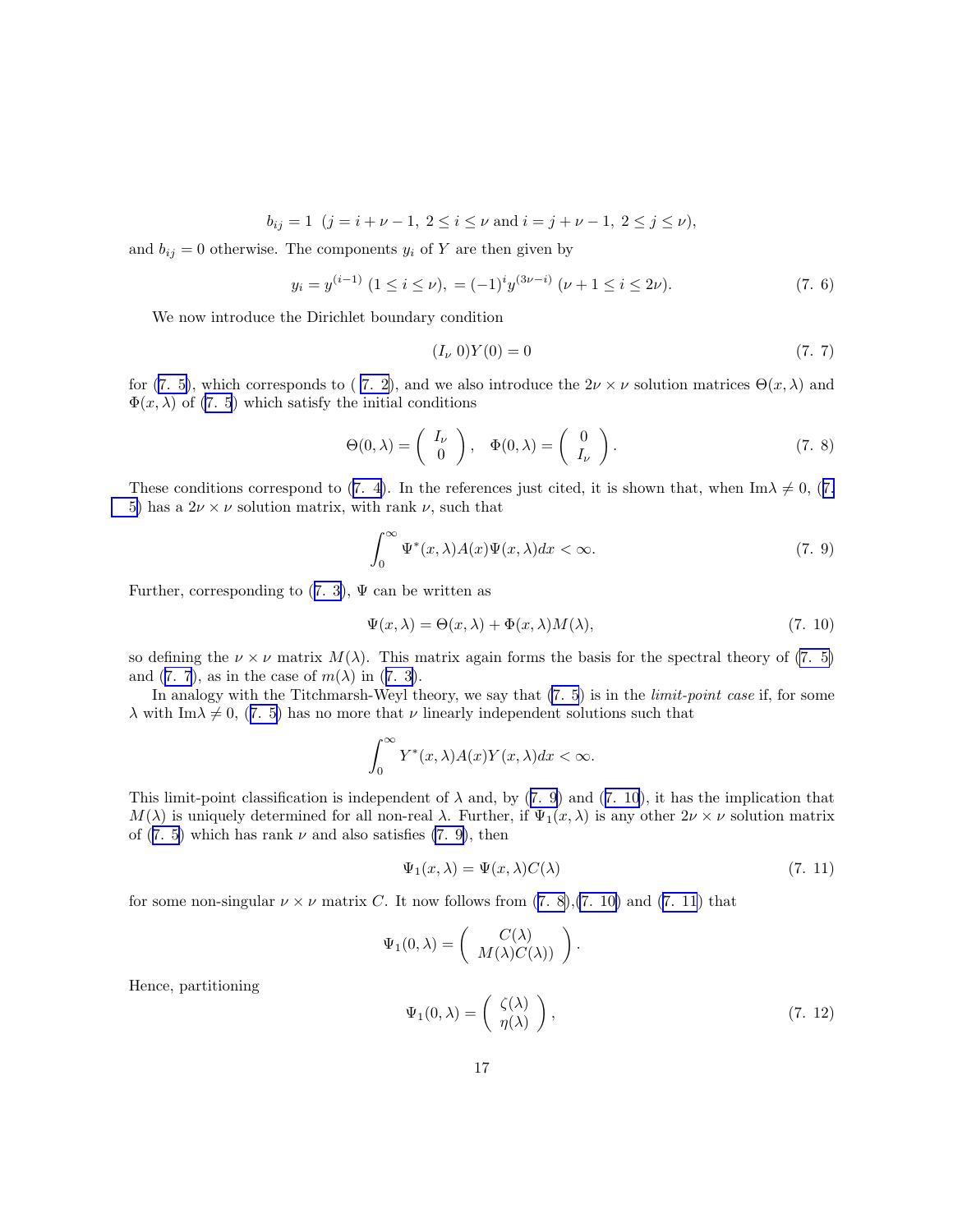$$b_{ij} = 1 \;\; (j = i + \nu - 1, \; 2 \leq i \leq \nu \text{ and } i = j + \nu - 1, \; 2 \leq j \leq \nu),$$

and $b_{ij} = 0$ otherwise. The components $y_i$ of $Y$ are then given by

$$y_i = y^{(i-1)} \; (1 \leq i \leq \nu), \; = (-1)^i y^{(3\nu - i)} \; (\nu + 1 \leq i \leq 2\nu). \tag{7. 6}$$

We now introduce the Dirichlet boundary condition

$$(I_\nu \; 0) Y(0) = 0 \tag{7. 7}$$

for (7. 5), which corresponds to ( 7. 2), and we also introduce the $2\nu \times \nu$ solution matrices $\Theta(x, \lambda)$ and $\Phi(x, \lambda)$ of (7. 5) which satisfy the initial conditions

$$\Theta(0, \lambda) = \begin{pmatrix} I_\nu \\ 0 \end{pmatrix}, \quad \Phi(0, \lambda) = \begin{pmatrix} 0 \\ I_\nu \end{pmatrix}. \tag{7. 8}$$

These conditions correspond to (7. 4). In the references just cited, it is shown that, when $\text{Im}\lambda \neq 0$, (7. 5) has a $2\nu \times \nu$ solution matrix, with rank $\nu$, such that

$$\int_0^\infty \Psi^*(x, \lambda) A(x) \Psi(x, \lambda) dx < \infty. \tag{7. 9}$$

Further, corresponding to (7. 3), $\Psi$ can be written as

$$\Psi(x, \lambda) = \Theta(x, \lambda) + \Phi(x, \lambda) M(\lambda), \tag{7. 10}$$

so defining the $\nu \times \nu$ matrix $M(\lambda)$. This matrix again forms the basis for the spectral theory of (7. 5) and (7. 7), as in the case of $m(\lambda)$ in (7. 3).

In analogy with the Titchmarsh-Weyl theory, we say that (7. 5) is in the *limit-point case* if, for some $\lambda$ with $\text{Im}\lambda \neq 0$, (7. 5) has no more that $\nu$ linearly independent solutions such that

$$\int_0^\infty Y^*(x, \lambda) A(x) Y(x, \lambda) dx < \infty.$$

This limit-point classification is independent of $\lambda$ and, by (7. 9) and (7. 10), it has the implication that $M(\lambda)$ is uniquely determined for all non-real $\lambda$. Further, if $\Psi_1(x, \lambda)$ is any other $2\nu \times \nu$ solution matrix of (7. 5) which has rank $\nu$ and also satisfies (7. 9), then

$$\Psi_1(x, \lambda) = \Psi(x, \lambda) C(\lambda) \tag{7. 11}$$

for some non-singular $\nu \times \nu$ matrix $C$. It now follows from (7. 8),(7. 10) and (7. 11) that

$$\Psi_1(0, \lambda) = \begin{pmatrix} C(\lambda) \\ M(\lambda) C(\lambda)) \end{pmatrix}.$$

Hence, partitioning

$$\Psi_1(0, \lambda) = \begin{pmatrix} \zeta(\lambda) \\ \eta(\lambda) \end{pmatrix}, \tag{7. 12}$$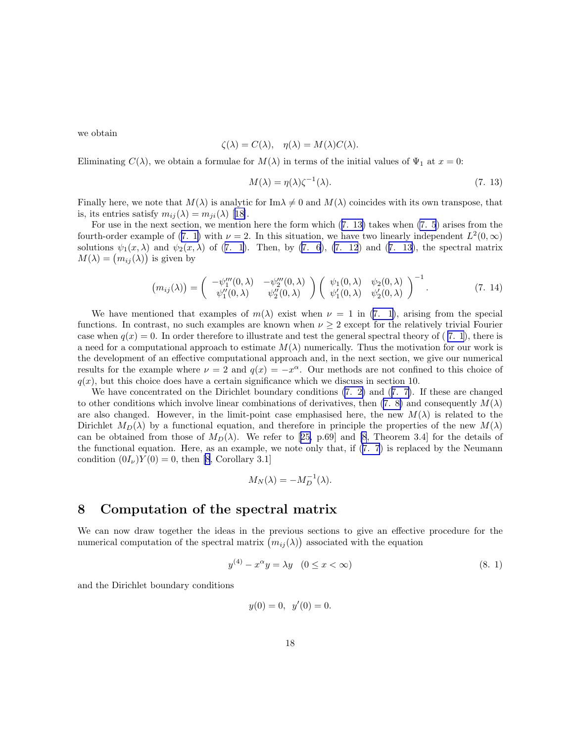we obtain

$$\zeta(\lambda) = C(\lambda), \quad \eta(\lambda) = M(\lambda)C(\lambda).$$

Eliminating $C(\lambda)$, we obtain a formulae for $M(\lambda)$ in terms of the initial values of $\Psi_1$ at $x = 0$:

$$M(\lambda) = \eta(\lambda)\zeta^{-1}(\lambda). \tag{7. 13}$$

Finally here, we note that $M(\lambda)$ is analytic for $\text{Im}\lambda \neq 0$ and $M(\lambda)$ coincides with its own transpose, that is, its entries satisfy $m_{ij}(\lambda) = m_{ji}(\lambda)$ [18].

For use in the next section, we mention here the form which (7. 13) takes when (7. 5) arises from the fourth-order example of (7. 1) with $\nu = 2$. In this situation, we have two linearly independent $L^2(0, \infty)$ solutions $\psi_1(x, \lambda)$ and $\psi_2(x, \lambda)$ of (7. 1). Then, by (7. 6), (7. 12) and (7. 13), the spectral matrix $M(\lambda) = \big(m_{ij}(\lambda)\big)$ is given by

$$\big(m_{ij}(\lambda)\big) = \begin{pmatrix} -\psi_1'''(0,\lambda) & -\psi_2'''(0,\lambda) \\ \psi_1''(0,\lambda) & \psi_2''(0,\lambda) \end{pmatrix} \begin{pmatrix} \psi_1(0,\lambda) & \psi_2(0,\lambda) \\ \psi_1'(0,\lambda) & \psi_2'(0,\lambda) \end{pmatrix}^{-1}. \tag{7. 14}$$

We have mentioned that examples of $m(\lambda)$ exist when $\nu = 1$ in (7. 1), arising from the special functions. In contrast, no such examples are known when $\nu \geq 2$ except for the relatively trivial Fourier case when $q(x) = 0$. In order therefore to illustrate and test the general spectral theory of ( 7. 1), there is a need for a computational approach to estimate $M(\lambda)$ numerically. Thus the motivation for our work is the development of an effective computational approach and, in the next section, we give our numerical results for the example where $\nu = 2$ and $q(x) = -x^\alpha$. Our methods are not confined to this choice of $q(x)$, but this choice does have a certain significance which we discuss in section 10.

We have concentrated on the Dirichlet boundary conditions (7. 2) and (7. 7). If these are changed to other conditions which involve linear combinations of derivatives, then (7. 8) and consequently $M(\lambda)$ are also changed. However, in the limit-point case emphasised here, the new $M(\lambda)$ is related to the Dirichlet $M_D(\lambda)$ by a functional equation, and therefore in principle the properties of the new $M(\lambda)$ can be obtained from those of $M_D(\lambda)$. We refer to [25, p.69] and [8, Theorem 3.4] for the details of the functional equation. Here, as an example, we note only that, if (7. 7) is replaced by the Neumann condition $(0 I_\nu)Y(0) = 0$, then [8, Corollary 3.1]

$$M_N(\lambda) = -M_D^{-1}(\lambda).$$

## 8 Computation of the spectral matrix

We can now draw together the ideas in the previous sections to give an effective procedure for the numerical computation of the spectral matrix $\big(m_{ij}(\lambda)\big)$ associated with the equation

$$y^{(4)} - x^\alpha y = \lambda y \quad (0 \leq x < \infty) \tag{8. 1}$$

and the Dirichlet boundary conditions

$$y(0) = 0, \;\; y'(0) = 0.$$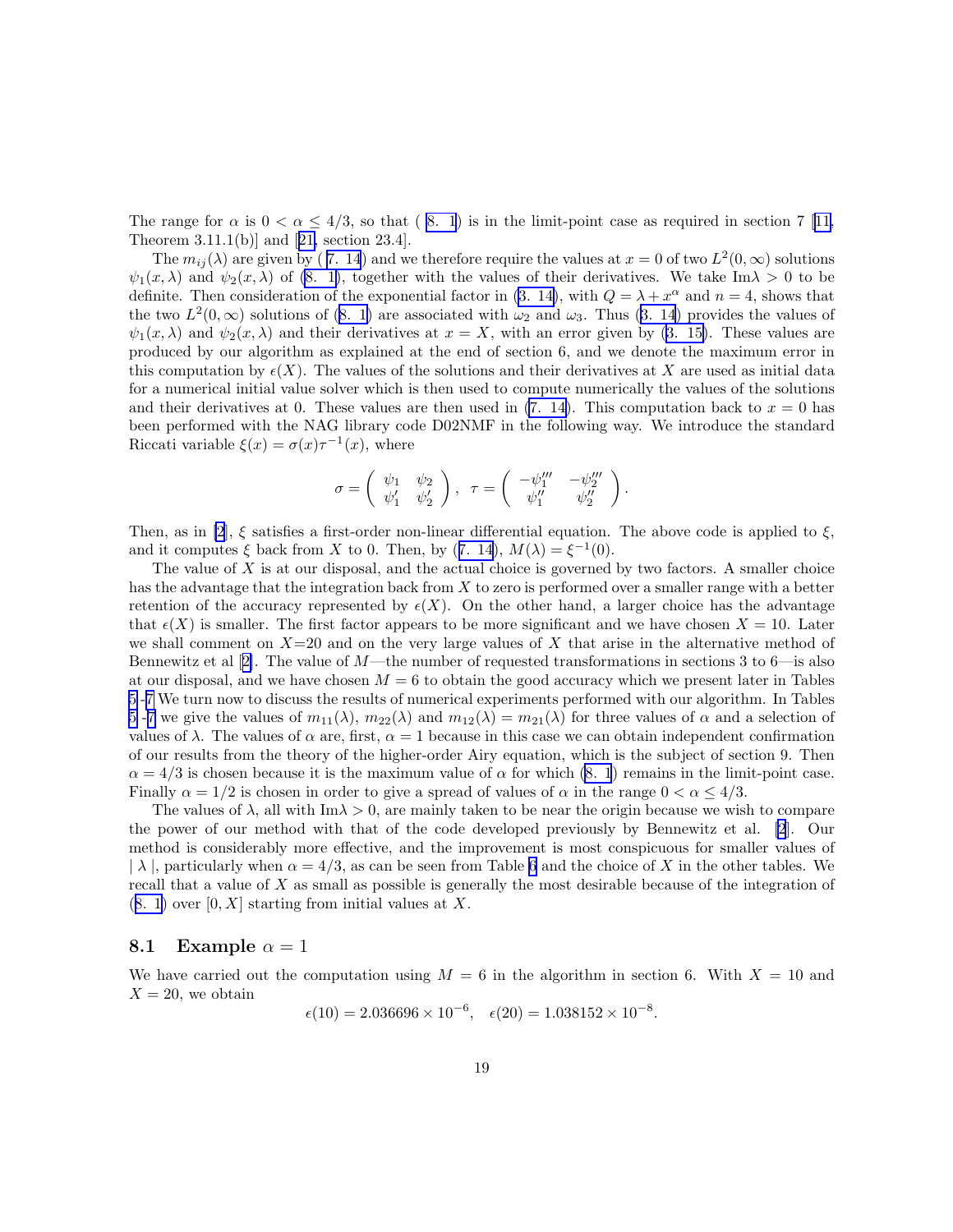The range for $\alpha$ is $0 < \alpha \leq 4/3$, so that (8. 1) is in the limit-point case as required in section 7 [11, Theorem 3.11.1(b)] and [21, section 23.4].

The $m_{ij}(\lambda)$ are given by (7. 14) and we therefore require the values at $x = 0$ of two $L^2(0,\infty)$ solutions $\psi_1(x,\lambda)$ and $\psi_2(x,\lambda)$ of (8. 1), together with the values of their derivatives. We take $\text{Im}\lambda > 0$ to be definite. Then consideration of the exponential factor in (3. 14), with $Q = \lambda + x^\alpha$ and $n = 4$, shows that the two $L^2(0,\infty)$ solutions of (8. 1) are associated with $\omega_2$ and $\omega_3$. Thus (3. 14) provides the values of $\psi_1(x,\lambda)$ and $\psi_2(x,\lambda)$ and their derivatives at $x = X$, with an error given by (3. 15). These values are produced by our algorithm as explained at the end of section 6, and we denote the maximum error in this computation by $\epsilon(X)$. The values of the solutions and their derivatives at $X$ are used as initial data for a numerical initial value solver which is then used to compute numerically the values of the solutions and their derivatives at 0. These values are then used in (7. 14). This computation back to $x = 0$ has been performed with the NAG library code D02NMF in the following way. We introduce the standard Riccati variable $\xi(x) = \sigma(x)\tau^{-1}(x)$, where

$$\sigma = \begin{pmatrix} \psi_1 & \psi_2 \\ \psi_1' & \psi_2' \end{pmatrix}, \quad \tau = \begin{pmatrix} -\psi_1''' & -\psi_2''' \\ \psi_1'' & \psi_2'' \end{pmatrix}.$$

Then, as in [2], $\xi$ satisfies a first-order non-linear differential equation. The above code is applied to $\xi$, and it computes $\xi$ back from $X$ to 0. Then, by (7. 14), $M(\lambda) = \xi^{-1}(0)$.

The value of $X$ is at our disposal, and the actual choice is governed by two factors. A smaller choice has the advantage that the integration back from $X$ to zero is performed over a smaller range with a better retention of the accuracy represented by $\epsilon(X)$. On the other hand, a larger choice has the advantage that $\epsilon(X)$ is smaller. The first factor appears to be more significant and we have chosen $X = 10$. Later we shall comment on $X$=20 and on the very large values of $X$ that arise in the alternative method of Bennewitz et al [2]. The value of $M$—the number of requested transformations in sections 3 to 6—is also at our disposal, and we have chosen $M = 6$ to obtain the good accuracy which we present later in Tables 5 -7 We turn now to discuss the results of numerical experiments performed with our algorithm. In Tables 5 -7 we give the values of $m_{11}(\lambda)$, $m_{22}(\lambda)$ and $m_{12}(\lambda) = m_{21}(\lambda)$ for three values of $\alpha$ and a selection of values of $\lambda$. The values of $\alpha$ are, first, $\alpha = 1$ because in this case we can obtain independent confirmation of our results from the theory of the higher-order Airy equation, which is the subject of section 9. Then $\alpha = 4/3$ is chosen because it is the maximum value of $\alpha$ for which (8. 1) remains in the limit-point case. Finally $\alpha = 1/2$ is chosen in order to give a spread of values of $\alpha$ in the range $0 < \alpha \leq 4/3$.

The values of $\lambda$, all with $\text{Im}\lambda > 0$, are mainly taken to be near the origin because we wish to compare the power of our method with that of the code developed previously by Bennewitz et al. [2]. Our method is considerably more effective, and the improvement is most conspicuous for smaller values of $|\lambda|$, particularly when $\alpha = 4/3$, as can be seen from Table 6 and the choice of $X$ in the other tables. We recall that a value of $X$ as small as possible is generally the most desirable because of the integration of (8. 1) over $[0, X]$ starting from initial values at $X$.

### 8.1 Example $\alpha = 1$

We have carried out the computation using $M = 6$ in the algorithm in section 6. With $X = 10$ and $X = 20$, we obtain

$$\epsilon(10) = 2.036696 \times 10^{-6}, \quad \epsilon(20) = 1.038152 \times 10^{-8}.$$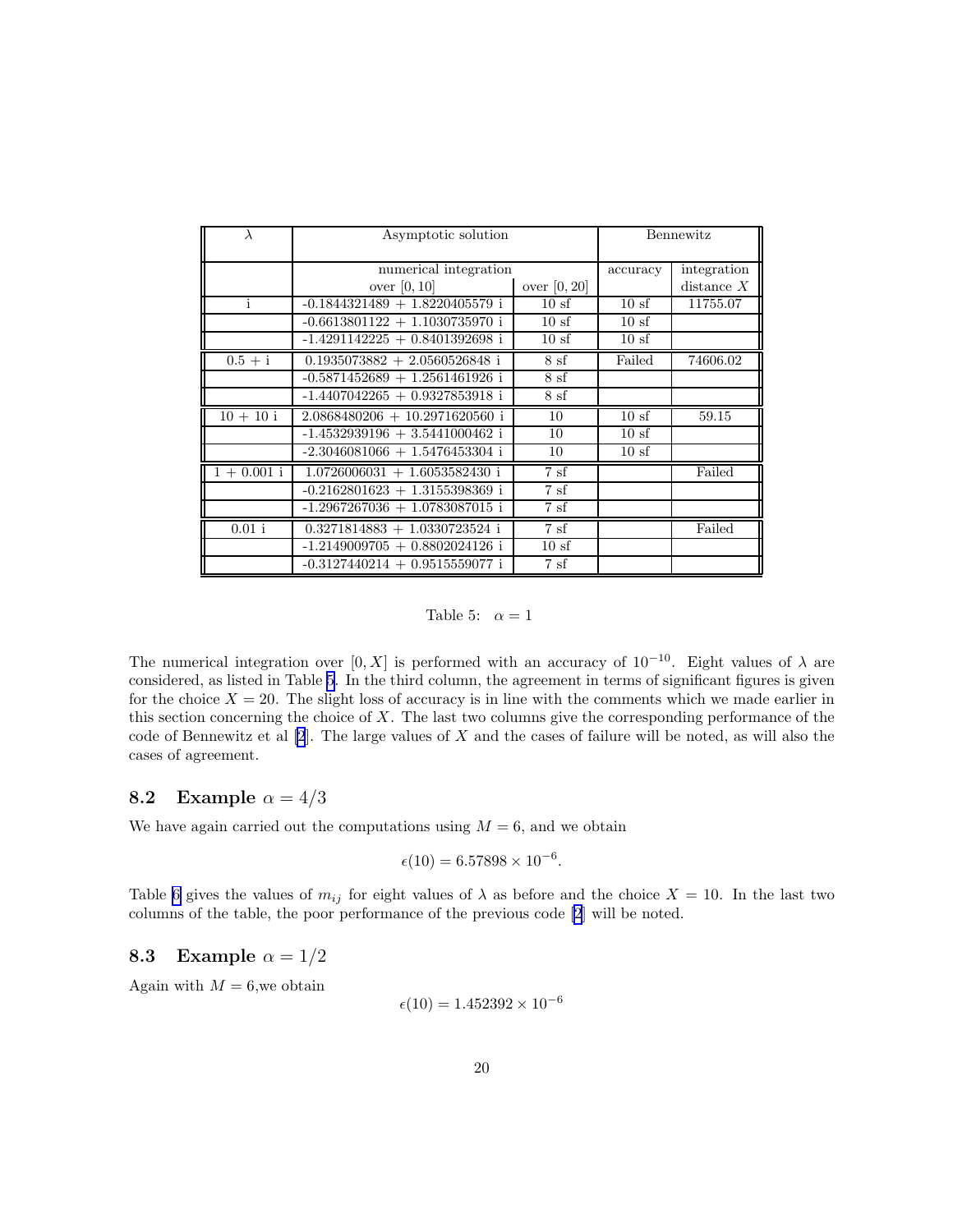| $\lambda$ | Asymptotic solution | | Bennewitz | |
|---|---|---|---|---|
| | numerical integration over $[0,10]$ | over $[0,20]$ | accuracy | integration distance $X$ |
| i | -0.1844321489 + 1.8220405579 i | 10 sf | 10 sf | 11755.07 |
| | -0.6613801122 + 1.1030735970 i | 10 sf | 10 sf | |
| | -1.4291142225 + 0.8401392698 i | 10 sf | 10 sf | |
| 0.5 + i | 0.1935073882 + 2.0560526848 i | 8 sf | Failed | 74606.02 |
| | -0.5871452689 + 1.2561461926 i | 8 sf | | |
| | -1.4407042265 + 0.9327853918 i | 8 sf | | |
| 10 + 10 i | 2.0868480206 + 10.2971620560 i | 10 | 10 sf | 59.15 |
| | -1.4532939196 + 3.5441000462 i | 10 | 10 sf | |
| | -2.3046081066 + 1.5476453304 i | 10 | 10 sf | |
| 1 + 0.001 i | 1.0726006031 + 1.6053582430 i | 7 sf | | Failed |
| | -0.2162801623 + 1.3155398369 i | 7 sf | | |
| | -1.2967267036 + 1.0783087015 i | 7 sf | | |
| 0.01 i | 0.3271814883 + 1.0330723524 i | 7 sf | | Failed |
| | -1.2149009705 + 0.8802024126 i | 10 sf | | |
| | -0.3127440214 + 0.9515559077 i | 7 sf | | |

Table 5: $\alpha = 1$

The numerical integration over $[0, X]$ is performed with an accuracy of $10^{-10}$. Eight values of $\lambda$ are considered, as listed in Table 5. In the third column, the agreement in terms of significant figures is given for the choice $X = 20$. The slight loss of accuracy is in line with the comments which we made earlier in this section concerning the choice of $X$. The last two columns give the corresponding performance of the code of Bennewitz et al [2]. The large values of $X$ and the cases of failure will be noted, as will also the cases of agreement.

### 8.2 Example $\alpha = 4/3$

We have again carried out the computations using $M = 6$, and we obtain

$$\epsilon(10) = 6.57898 \times 10^{-6}.$$

Table 6 gives the values of $m_{ij}$ for eight values of $\lambda$ as before and the choice $X = 10$. In the last two columns of the table, the poor performance of the previous code [2] will be noted.

### 8.3 Example $\alpha = 1/2$

Again with $M = 6$,we obtain

$$\epsilon(10) = 1.452392 \times 10^{-6}$$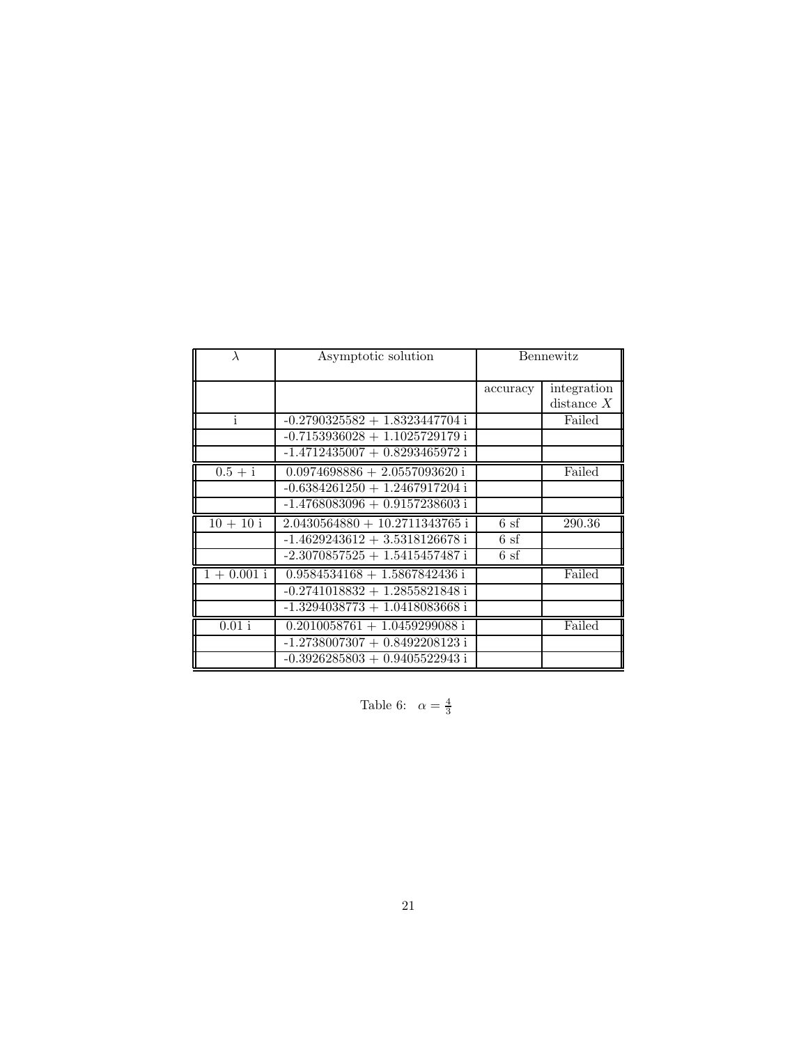| $\lambda$ | Asymptotic solution | Bennewitz | |
|---|---|---|---|
| | | accuracy | integration distance $X$ |
| i | -0.2790325582 + 1.8323447704 i | | Failed |
| | -0.7153936028 + 1.1025729179 i | | |
| | -1.4712435007 + 0.8293465972 i | | |
| 0.5 + i | 0.0974698886 + 2.0557093620 i | | Failed |
| | -0.6384261250 + 1.2467917204 i | | |
| | -1.4768083096 + 0.9157238603 i | | |
| 10 + 10 i | 2.0430564880 + 10.2711343765 i | 6 sf | 290.36 |
| | -1.4629243612 + 3.5318126678 i | 6 sf | |
| | -2.3070857525 + 1.5415457487 i | 6 sf | |
| 1 + 0.001 i | 0.9584534168 + 1.5867842436 i | | Failed |
| | -0.2741018832 + 1.2855821848 i | | |
| | -1.3294038773 + 1.0418083668 i | | |
| 0.01 i | 0.2010058761 + 1.0459299088 i | | Failed |
| | -1.2738007307 + 0.8492208123 i | | |
| | -0.3926285803 + 0.9405522943 i | | |

Table 6: $\alpha = \frac{4}{3}$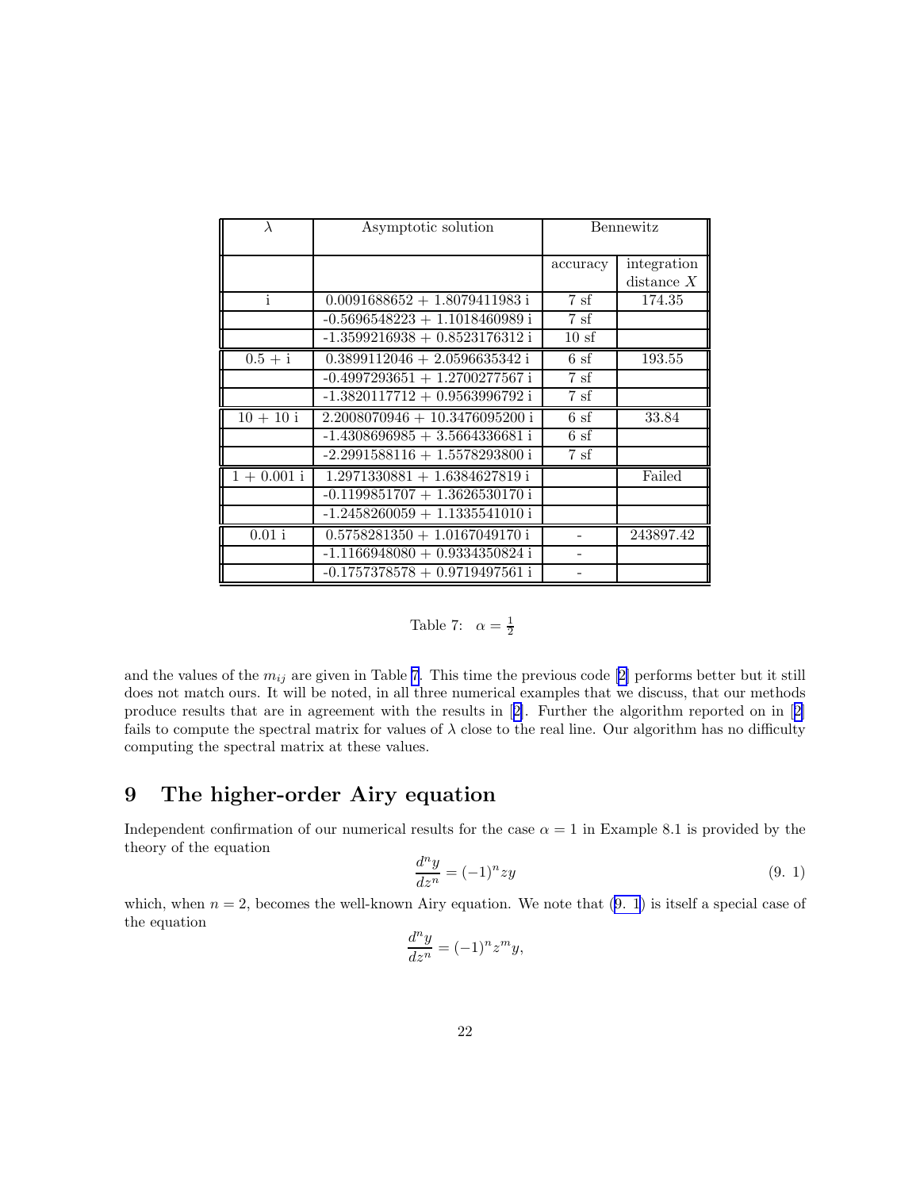| $\lambda$ | Asymptotic solution | Bennewitz | |
|---|---|---|---|
| | | accuracy | integration distance $X$ |
| i | 0.0091688652 + 1.8079411983 i | 7 sf | 174.35 |
| | -0.5696548223 + 1.1018460989 i | 7 sf | |
| | -1.3599216938 + 0.8523176312 i | 10 sf | |
| 0.5 + i | 0.3899112046 + 2.0596635342 i | 6 sf | 193.55 |
| | -0.4997293651 + 1.2700277567 i | 7 sf | |
| | -1.3820117712 + 0.9563996792 i | 7 sf | |
| 10 + 10 i | 2.2008070946 + 10.3476095200 i | 6 sf | 33.84 |
| | -1.4308696985 + 3.5664336681 i | 6 sf | |
| | -2.2991588116 + 1.5578293800 i | 7 sf | |
| 1 + 0.001 i | 1.2971330881 + 1.6384627819 i | | Failed |
| | -0.1199851707 + 1.3626530170 i | | |
| | -1.2458260059 + 1.1335541010 i | | |
| 0.01 i | 0.5758281350 + 1.0167049170 i | - | 243897.42 |
| | -1.1166948080 + 0.9334350824 i | - | |
| | -0.1757378578 + 0.9719497561 i | - | |

Table 7: $\alpha = \frac{1}{2}$

and the values of the $m_{ij}$ are given in Table 7. This time the previous code [2] performs better but it still does not match ours. It will be noted, in all three numerical examples that we discuss, that our methods produce results that are in agreement with the results in [2]. Further the algorithm reported on in [2] fails to compute the spectral matrix for values of $\lambda$ close to the real line. Our algorithm has no difficulty computing the spectral matrix at these values.

# 9 The higher-order Airy equation

Independent confirmation of our numerical results for the case $\alpha = 1$ in Example 8.1 is provided by the theory of the equation

$$\frac{d^n y}{dz^n} = (-1)^n z y \tag{9. 1}$$

which, when $n = 2$, becomes the well-known Airy equation. We note that (9. 1) is itself a special case of the equation

$$\frac{d^n y}{dz^n} = (-1)^n z^m y,$$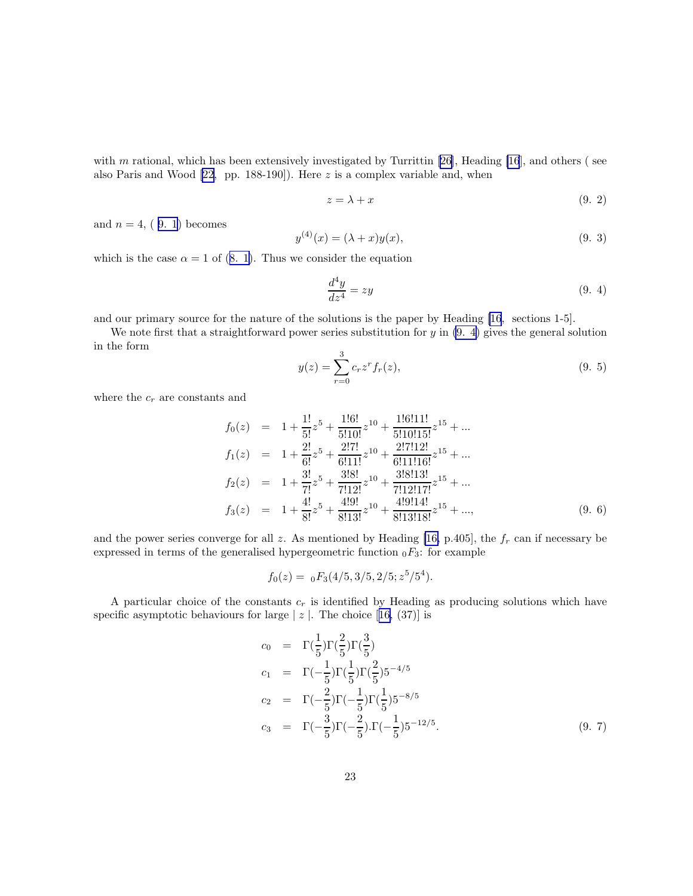with $m$ rational, which has been extensively investigated by Turrittin [26], Heading [16], and others ( see also Paris and Wood [22, pp. 188-190]). Here $z$ is a complex variable and, when

$$z = \lambda + x \tag{9. 2}$$

and $n = 4$, ( 9. 1) becomes

$$y^{(4)}(x) = (\lambda + x)y(x), \tag{9. 3}$$

which is the case $\alpha = 1$ of (8. 1). Thus we consider the equation

$$\frac{d^4 y}{dz^4} = zy \tag{9. 4}$$

and our primary source for the nature of the solutions is the paper by Heading [16, sections 1-5].

We note first that a straightforward power series substitution for $y$ in (9. 4) gives the general solution in the form

$$y(z) = \sum_{r=0}^{3} c_r z^r f_r(z), \tag{9. 5}$$

where the $c_r$ are constants and

$$\begin{aligned}
f_0(z) &= 1 + \frac{1!}{5!}z^5 + \frac{1!6!}{5!10!}z^{10} + \frac{1!6!11!}{5!10!15!}z^{15} + ... \\
f_1(z) &= 1 + \frac{2!}{6!}z^5 + \frac{2!7!}{6!11!}z^{10} + \frac{2!7!12!}{6!11!16!}z^{15} + ... \\
f_2(z) &= 1 + \frac{3!}{7!}z^5 + \frac{3!8!}{7!12!}z^{10} + \frac{3!8!13!}{7!12!17!}z^{15} + ... \\
f_3(z) &= 1 + \frac{4!}{8!}z^5 + \frac{4!9!}{8!13!}z^{10} + \frac{4!9!14!}{8!13!18!}z^{15} + ...,
\end{aligned} \tag{9. 6}$$

and the power series converge for all $z$. As mentioned by Heading [16, p.405], the $f_r$ can if necessary be expressed in terms of the generalised hypergeometric function ${}_0F_3$: for example

$$f_0(z) = {}_0F_3(4/5, 3/5, 2/5; z^5/5^4).$$

A particular choice of the constants $c_r$ is identified by Heading as producing solutions which have specific asymptotic behaviours for large $\mid z \mid$. The choice [16, (37)] is

$$\begin{aligned}
c_0 &= \Gamma(\frac{1}{5})\Gamma(\frac{2}{5})\Gamma(\frac{3}{5}) \\
c_1 &= \Gamma(-\frac{1}{5})\Gamma(\frac{1}{5})\Gamma(\frac{2}{5})5^{-4/5} \\
c_2 &= \Gamma(-\frac{2}{5})\Gamma(-\frac{1}{5})\Gamma(\frac{1}{5})5^{-8/5} \\
c_3 &= \Gamma(-\frac{3}{5})\Gamma(-\frac{2}{5}).\Gamma(-\frac{1}{5})5^{-12/5}.
\end{aligned} \tag{9. 7}$$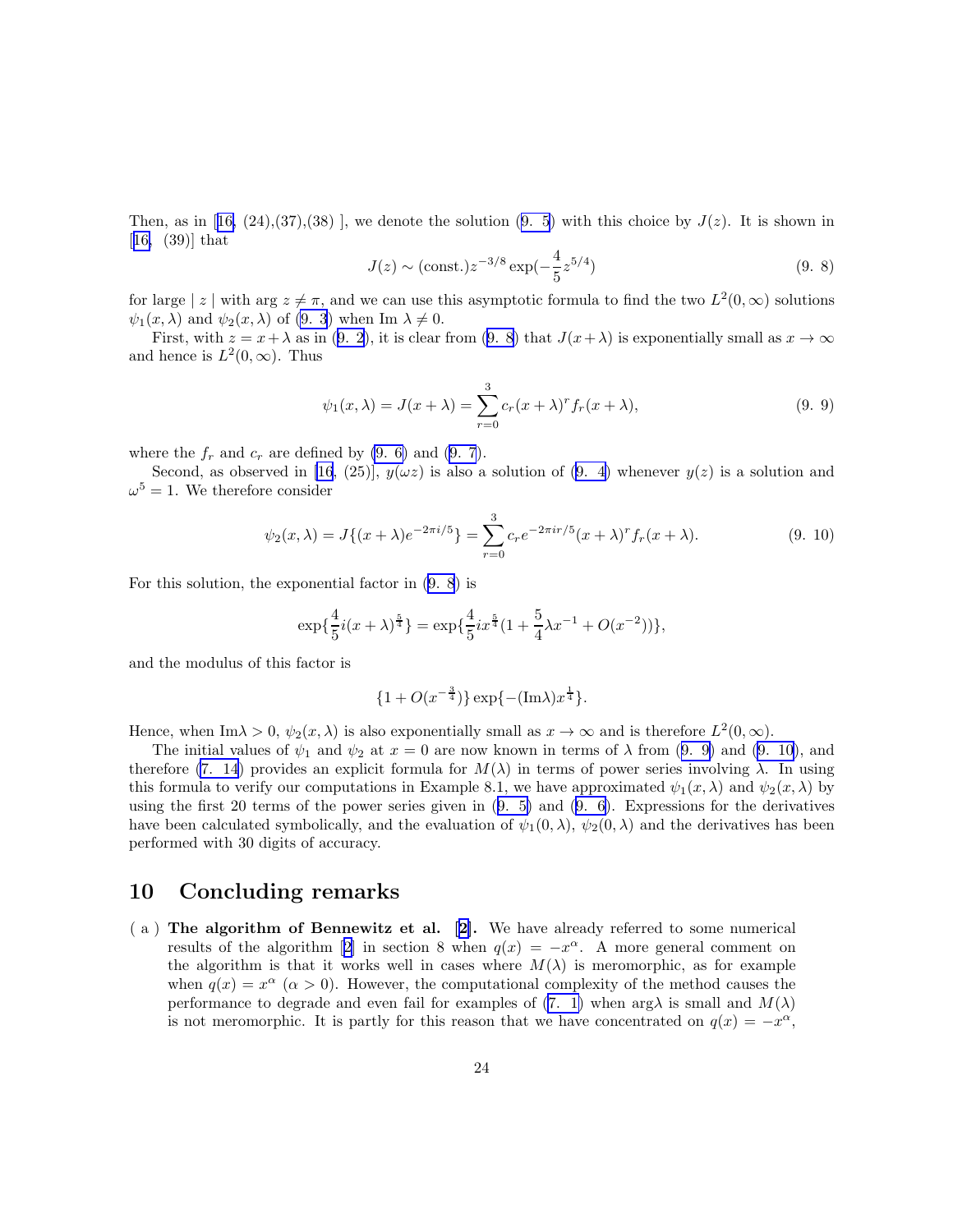Then, as in [16, (24),(37),(38) ], we denote the solution (9. 5) with this choice by $J(z)$. It is shown in [16, (39)] that

$$J(z) \sim (\text{const.})z^{-3/8} \exp(-\frac{4}{5}z^{5/4}) \tag{9. 8}$$

for large $\mid z \mid$ with $\arg z \neq \pi$, and we can use this asymptotic formula to find the two $L^2(0,\infty)$ solutions $\psi_1(x,\lambda)$ and $\psi_2(x,\lambda)$ of (9. 3) when Im $\lambda \neq 0$.

First, with $z = x+\lambda$ as in (9. 2), it is clear from (9. 8) that $J(x+\lambda)$ is exponentially small as $x \to \infty$ and hence is $L^2(0,\infty)$. Thus

$$\psi_1(x,\lambda) = J(x+\lambda) = \sum_{r=0}^{3} c_r (x+\lambda)^r f_r(x+\lambda), \tag{9. 9}$$

where the $f_r$ and $c_r$ are defined by (9. 6) and (9. 7).

Second, as observed in [16, (25)], $y(\omega z)$ is also a solution of (9. 4) whenever $y(z)$ is a solution and $\omega^5 = 1$. We therefore consider

$$\psi_2(x,\lambda) = J\{(x+\lambda)e^{-2\pi i/5}\} = \sum_{r=0}^{3} c_r e^{-2\pi i r/5}(x+\lambda)^r f_r(x+\lambda). \tag{9. 10}$$

For this solution, the exponential factor in (9. 8) is

$$\exp\{\frac{4}{5}i(x+\lambda)^{\frac{5}{4}}\} = \exp\{\frac{4}{5}ix^{\frac{5}{4}}(1+\frac{5}{4}\lambda x^{-1} + O(x^{-2}))\},$$

and the modulus of this factor is

$$\{1+O(x^{-\frac{3}{4}})\}\exp\{-(\text{Im}\lambda)x^{\frac{1}{4}}\}.$$

Hence, when Im$\lambda > 0$, $\psi_2(x,\lambda)$ is also exponentially small as $x \to \infty$ and is therefore $L^2(0,\infty)$.

The initial values of $\psi_1$ and $\psi_2$ at $x = 0$ are now known in terms of $\lambda$ from (9. 9) and (9. 10), and therefore (7. 14) provides an explicit formula for $M(\lambda)$ in terms of power series involving $\lambda$. In using this formula to verify our computations in Example 8.1, we have approximated $\psi_1(x,\lambda)$ and $\psi_2(x,\lambda)$ by using the first 20 terms of the power series given in (9. 5) and (9. 6). Expressions for the derivatives have been calculated symbolically, and the evaluation of $\psi_1(0,\lambda)$, $\psi_2(0,\lambda)$ and the derivatives has been performed with 30 digits of accuracy.

## 10 Concluding remarks

( a ) **The algorithm of Bennewitz et al. [2].** We have already referred to some numerical results of the algorithm [2] in section 8 when $q(x) = -x^\alpha$. A more general comment on the algorithm is that it works well in cases where $M(\lambda)$ is meromorphic, as for example when $q(x) = x^\alpha$ ($\alpha > 0$). However, the computational complexity of the method causes the performance to degrade and even fail for examples of (7. 1) when arg$\lambda$ is small and $M(\lambda)$ is not meromorphic. It is partly for this reason that we have concentrated on $q(x) = -x^\alpha$,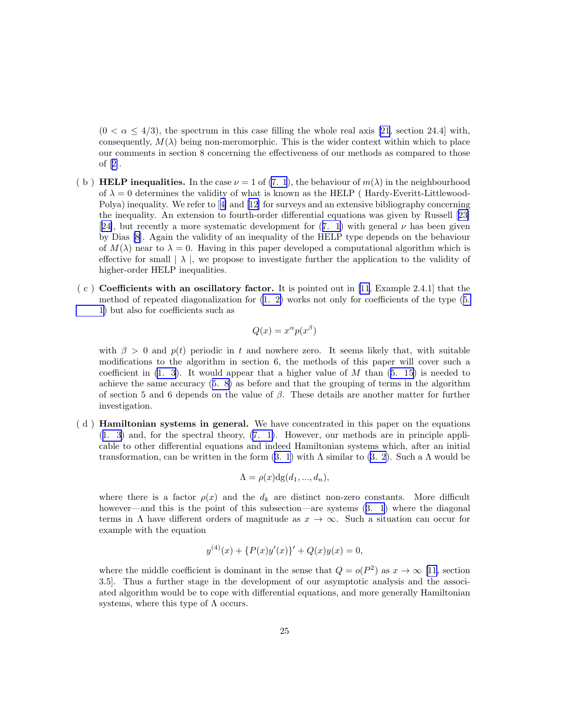$(0 < \alpha \leq 4/3)$, the spectrum in this case filling the whole real axis [21, section 24.4] with, consequently, $M(\lambda)$ being non-meromorphic. This is the wider context within which to place our comments in section 8 concerning the effectiveness of our methods as compared to those of [2].

( b ) **HELP inequalities.** In the case $\nu = 1$ of (7. 1), the behaviour of $m(\lambda)$ in the neighbourhood of $\lambda = 0$ determines the validity of what is known as the HELP ( Hardy-Everitt-Littlewood-Polya) inequality. We refer to [4] and [12] for surveys and an extensive bibliography concerning the inequality. An extension to fourth-order differential equations was given by Russell [23] [24], but recently a more systematic development for (7. 1) with general $\nu$ has been given by Dias [8]. Again the validity of an inequality of the HELP type depends on the behaviour of $M(\lambda)$ near to $\lambda = 0$. Having in this paper developed a computational algorithm which is effective for small $|\lambda|$, we propose to investigate further the application to the validity of higher-order HELP inequalities.

( c ) **Coefficients with an oscillatory factor.** It is pointed out in [11, Example 2.4.1] that the method of repeated diagonalization for (1. 2) works not only for coefficients of the type (5. 1) but also for coefficients such as

$$Q(x) = x^{\alpha} p(x^{\beta})$$

with $\beta > 0$ and $p(t)$ periodic in $t$ and nowhere zero. It seems likely that, with suitable modifications to the algorithm in section 6, the methods of this paper will cover such a coefficient in (1. 3). It would appear that a higher value of $M$ than (5. 15) is needed to achieve the same accuracy (5. 8) as before and that the grouping of terms in the algorithm of section 5 and 6 depends on the value of $\beta$. These details are another matter for further investigation.

( d ) **Hamiltonian systems in general.** We have concentrated in this paper on the equations (1. 3) and, for the spectral theory, (7. 1). However, our methods are in principle applicable to other differential equations and indeed Hamiltonian systems which, after an initial transformation, can be written in the form (3. 1) with $\Lambda$ similar to (3. 2). Such a $\Lambda$ would be

$$\Lambda = \rho(x) \mathrm{dg}(d_1, ..., d_n),$$

where there is a factor $\rho(x)$ and the $d_k$ are distinct non-zero constants. More difficult however—and this is the point of this subsection—are systems (3. 1) where the diagonal terms in $\Lambda$ have different orders of magnitude as $x \to \infty$. Such a situation can occur for example with the equation

$$y^{(4)}(x) + \{P(x)y'(x)\}' + Q(x)y(x) = 0,$$

where the middle coefficient is dominant in the sense that $Q = o(P^2)$ as $x \to \infty$ [11, section 3.5]. Thus a further stage in the development of our asymptotic analysis and the associated algorithm would be to cope with differential equations, and more generally Hamiltonian systems, where this type of $\Lambda$ occurs.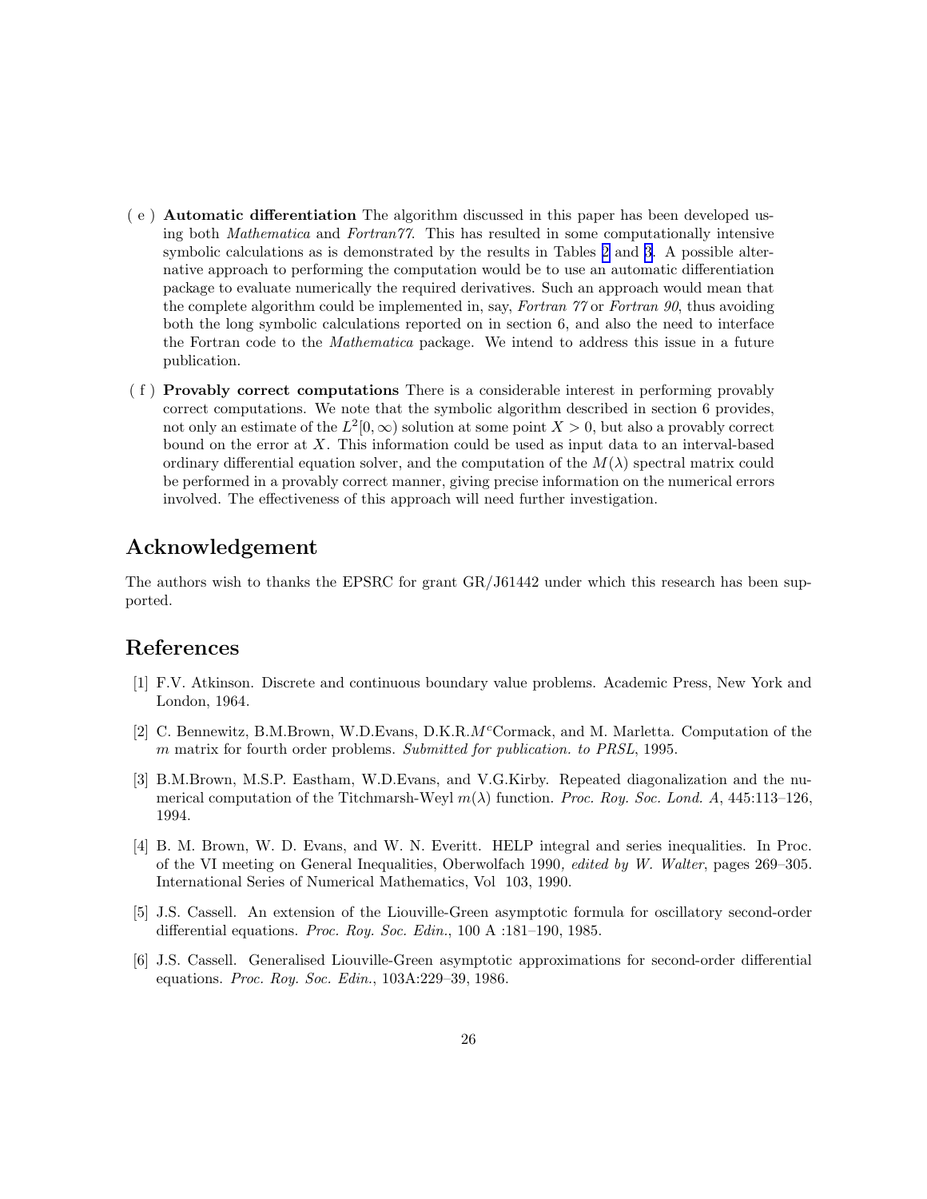( e ) **Automatic differentiation** The algorithm discussed in this paper has been developed using both *Mathematica* and *Fortran77*. This has resulted in some computationally intensive symbolic calculations as is demonstrated by the results in Tables 2 and 3. A possible alternative approach to performing the computation would be to use an automatic differentiation package to evaluate numerically the required derivatives. Such an approach would mean that the complete algorithm could be implemented in, say, *Fortran 77* or *Fortran 90*, thus avoiding both the long symbolic calculations reported on in section 6, and also the need to interface the Fortran code to the *Mathematica* package. We intend to address this issue in a future publication.

( f ) **Provably correct computations** There is a considerable interest in performing provably correct computations. We note that the symbolic algorithm described in section 6 provides, not only an estimate of the $L^2[0,\infty)$ solution at some point $X > 0$, but also a provably correct bound on the error at $X$. This information could be used as input data to an interval-based ordinary differential equation solver, and the computation of the $M(\lambda)$ spectral matrix could be performed in a provably correct manner, giving precise information on the numerical errors involved. The effectiveness of this approach will need further investigation.

## Acknowledgement

The authors wish to thanks the EPSRC for grant GR/J61442 under which this research has been supported.

## References

[1] F.V. Atkinson. Discrete and continuous boundary value problems. Academic Press, New York and London, 1964.

[2] C. Bennewitz, B.M.Brown, W.D.Evans, D.K.R.$M^c$Cormack, and M. Marletta. Computation of the $m$ matrix for fourth order problems. *Submitted for publication. to PRSL*, 1995.

[3] B.M.Brown, M.S.P. Eastham, W.D.Evans, and V.G.Kirby. Repeated diagonalization and the numerical computation of the Titchmarsh-Weyl $m(\lambda)$ function. *Proc. Roy. Soc. Lond. A*, 445:113–126, 1994.

[4] B. M. Brown, W. D. Evans, and W. N. Everitt. HELP integral and series inequalities. In Proc. of the VI meeting on General Inequalities, Oberwolfach 1990*, edited by W. Walter*, pages 269–305. International Series of Numerical Mathematics, Vol 103, 1990.

[5] J.S. Cassell. An extension of the Liouville-Green asymptotic formula for oscillatory second-order differential equations. *Proc. Roy. Soc. Edin.*, 100 A :181–190, 1985.

[6] J.S. Cassell. Generalised Liouville-Green asymptotic approximations for second-order differential equations. *Proc. Roy. Soc. Edin.*, 103A:229–39, 1986.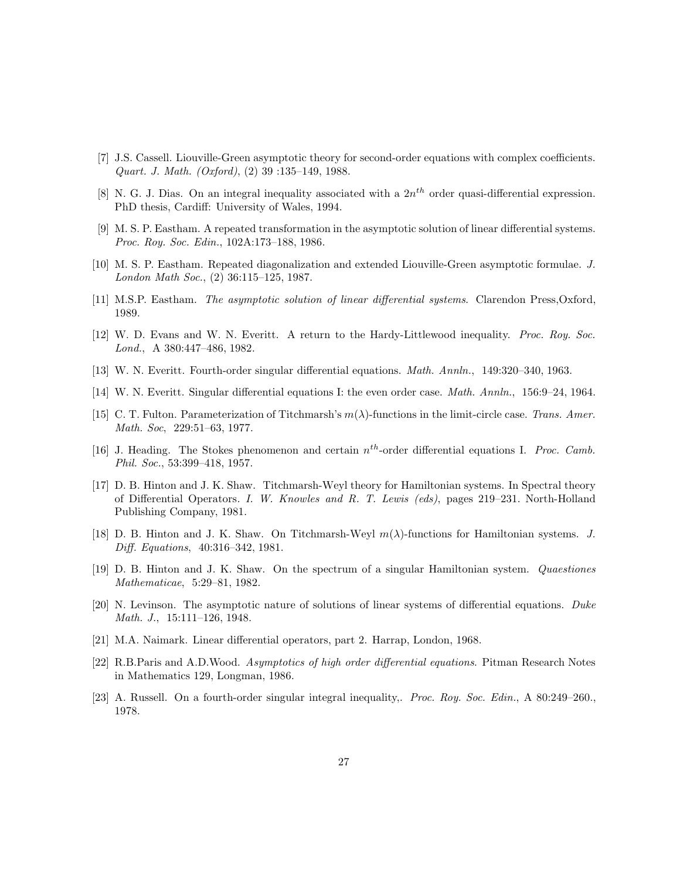[7] J.S. Cassell. Liouville-Green asymptotic theory for second-order equations with complex coefficients. *Quart. J. Math. (Oxford)*, (2) 39 :135–149, 1988.

[8] N. G. J. Dias. On an integral inequality associated with a $2n^{th}$ order quasi-differential expression. PhD thesis, Cardiff: University of Wales, 1994.

[9] M. S. P. Eastham. A repeated transformation in the asymptotic solution of linear differential systems. *Proc. Roy. Soc. Edin.*, 102A:173–188, 1986.

[10] M. S. P. Eastham. Repeated diagonalization and extended Liouville-Green asymptotic formulae. *J. London Math Soc.*, (2) 36:115–125, 1987.

[11] M.S.P. Eastham. *The asymptotic solution of linear differential systems*. Clarendon Press,Oxford, 1989.

[12] W. D. Evans and W. N. Everitt. A return to the Hardy-Littlewood inequality. *Proc. Roy. Soc. Lond.*, A 380:447–486, 1982.

[13] W. N. Everitt. Fourth-order singular differential equations. *Math. Annln.*, 149:320–340, 1963.

[14] W. N. Everitt. Singular differential equations I: the even order case. *Math. Annln.*, 156:9–24, 1964.

[15] C. T. Fulton. Parameterization of Titchmarsh's $m(\lambda)$-functions in the limit-circle case. *Trans. Amer. Math. Soc*, 229:51–63, 1977.

[16] J. Heading. The Stokes phenomenon and certain $n^{th}$-order differential equations I. *Proc. Camb. Phil. Soc.*, 53:399–418, 1957.

[17] D. B. Hinton and J. K. Shaw. Titchmarsh-Weyl theory for Hamiltonian systems. In Spectral theory of Differential Operators. *I. W. Knowles and R. T. Lewis (eds)*, pages 219–231. North-Holland Publishing Company, 1981.

[18] D. B. Hinton and J. K. Shaw. On Titchmarsh-Weyl $m(\lambda)$-functions for Hamiltonian systems. *J. Diff. Equations*, 40:316–342, 1981.

[19] D. B. Hinton and J. K. Shaw. On the spectrum of a singular Hamiltonian system. *Quaestiones Mathematicae*, 5:29–81, 1982.

[20] N. Levinson. The asymptotic nature of solutions of linear systems of differential equations. *Duke Math. J.*, 15:111–126, 1948.

[21] M.A. Naimark. Linear differential operators, part 2. Harrap, London, 1968.

[22] R.B.Paris and A.D.Wood. *Asymptotics of high order differential equations*. Pitman Research Notes in Mathematics 129, Longman, 1986.

[23] A. Russell. On a fourth-order singular integral inequality,. *Proc. Roy. Soc. Edin.*, A 80:249–260., 1978.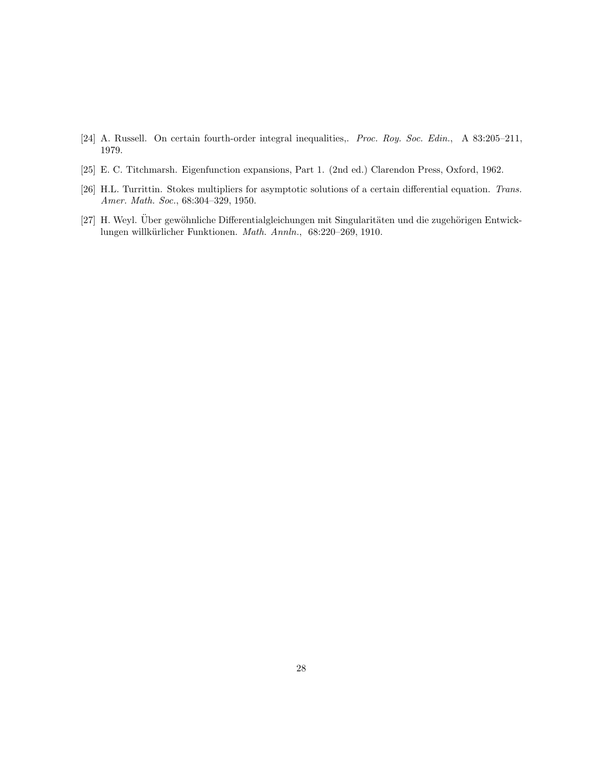[24] A. Russell. On certain fourth-order integral inequalities,. *Proc. Roy. Soc. Edin.*, A 83:205–211, 1979.

[25] E. C. Titchmarsh. Eigenfunction expansions, Part 1. (2nd ed.) Clarendon Press, Oxford, 1962.

[26] H.L. Turrittin. Stokes multipliers for asymptotic solutions of a certain differential equation. *Trans. Amer. Math. Soc.*, 68:304–329, 1950.

[27] H. Weyl. Über gewöhnliche Differentialgleichungen mit Singularitäten und die zugehörigen Entwicklungen willkürlicher Funktionen. *Math. Annln.*, 68:220–269, 1910.